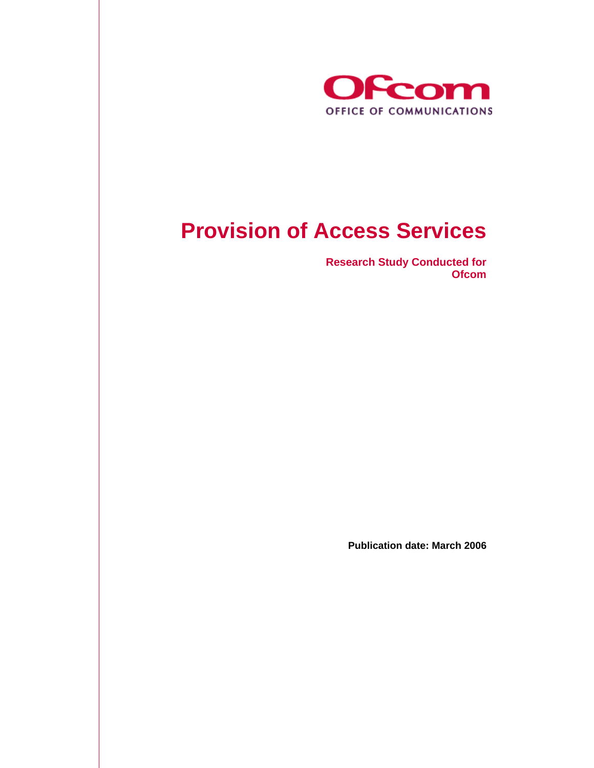Ofcom

OFFICE OF COMMUNICATIONS

# Provision of Access Services

**Research Study Conducted for Ofcom**

**Publication date: March 2006**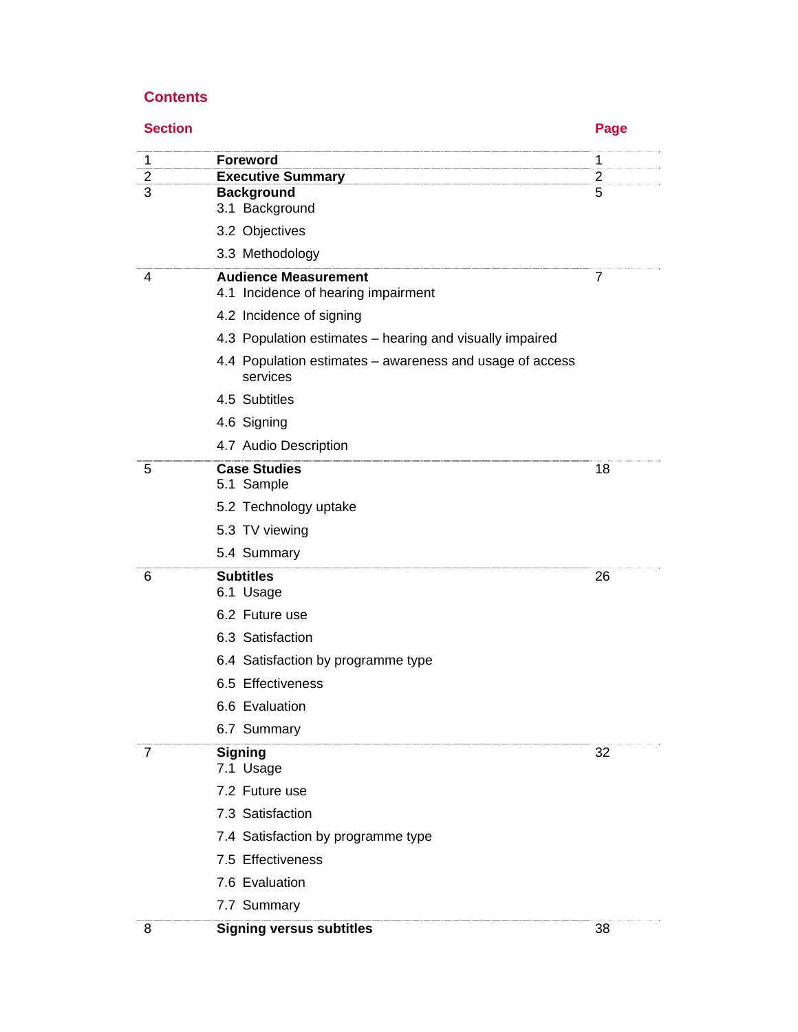## Contents

| Section | | Page |
|---|---|---|
| 1 | **Foreword** | 1 |
| 2 | **Executive Summary** | 2 |
| 3 | **Background**<br>3.1 Background<br>3.2 Objectives<br>3.3 Methodology | 5 |
| 4 | **Audience Measurement**<br>4.1 Incidence of hearing impairment<br>4.2 Incidence of signing<br>4.3 Population estimates – hearing and visually impaired<br>4.4 Population estimates – awareness and usage of access services<br>4.5 Subtitles<br>4.6 Signing<br>4.7 Audio Description | 7 |
| 5 | **Case Studies**<br>5.1 Sample<br>5.2 Technology uptake<br>5.3 TV viewing<br>5.4 Summary | 18 |
| 6 | **Subtitles**<br>6.1 Usage<br>6.2 Future use<br>6.3 Satisfaction<br>6.4 Satisfaction by programme type<br>6.5 Effectiveness<br>6.6 Evaluation<br>6.7 Summary | 26 |
| 7 | **Signing**<br>7.1 Usage<br>7.2 Future use<br>7.3 Satisfaction<br>7.4 Satisfaction by programme type<br>7.5 Effectiveness<br>7.6 Evaluation<br>7.7 Summary | 32 |
| 8 | **Signing versus subtitles** | 38 |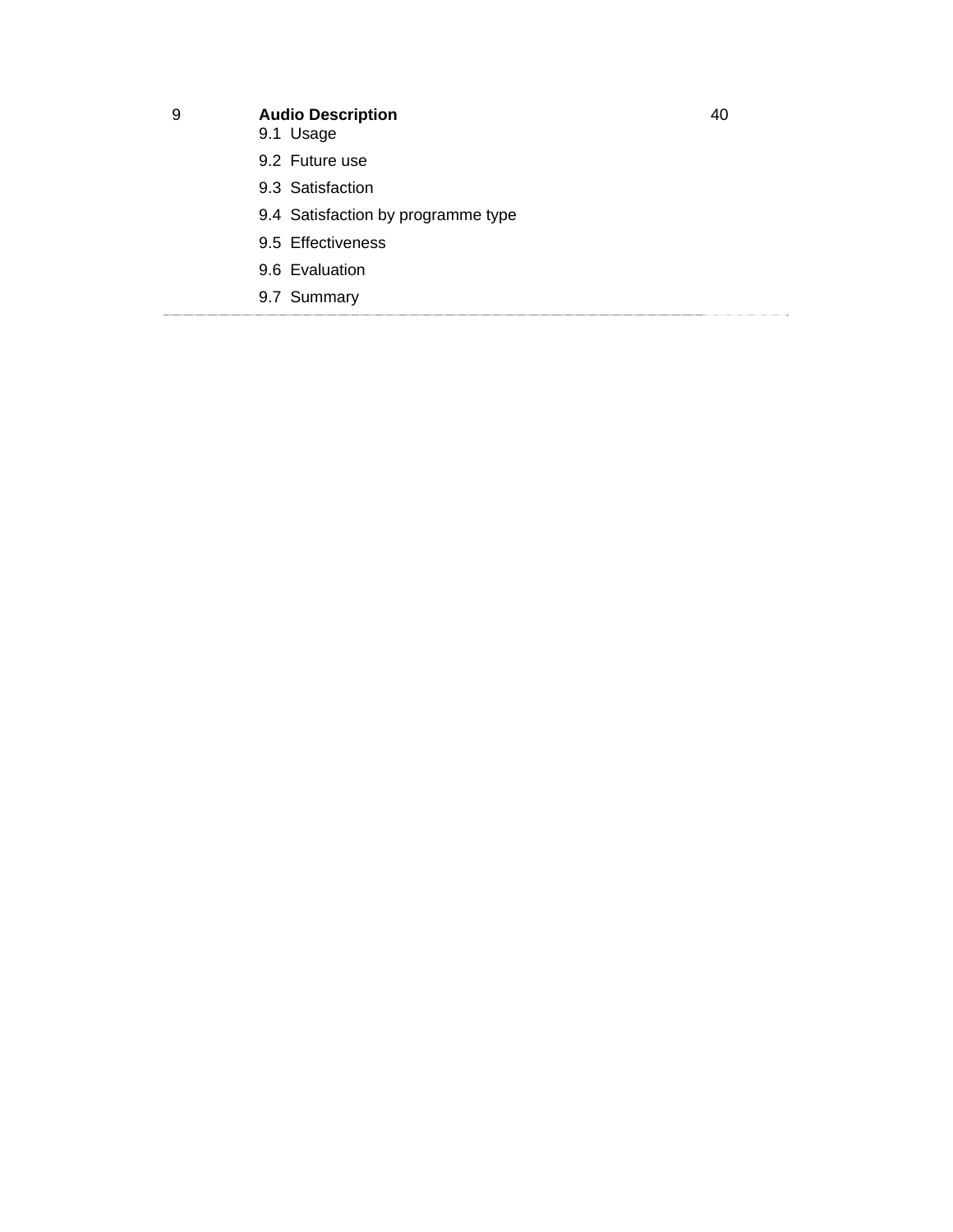| | | |
|---|---|---|
| 9 | **Audio Description** | 40 |
| | 9.1 Usage | |
| | 9.2 Future use | |
| | 9.3 Satisfaction | |
| | 9.4 Satisfaction by programme type | |
| | 9.5 Effectiveness | |
| | 9.6 Evaluation | |
| | 9.7 Summary | |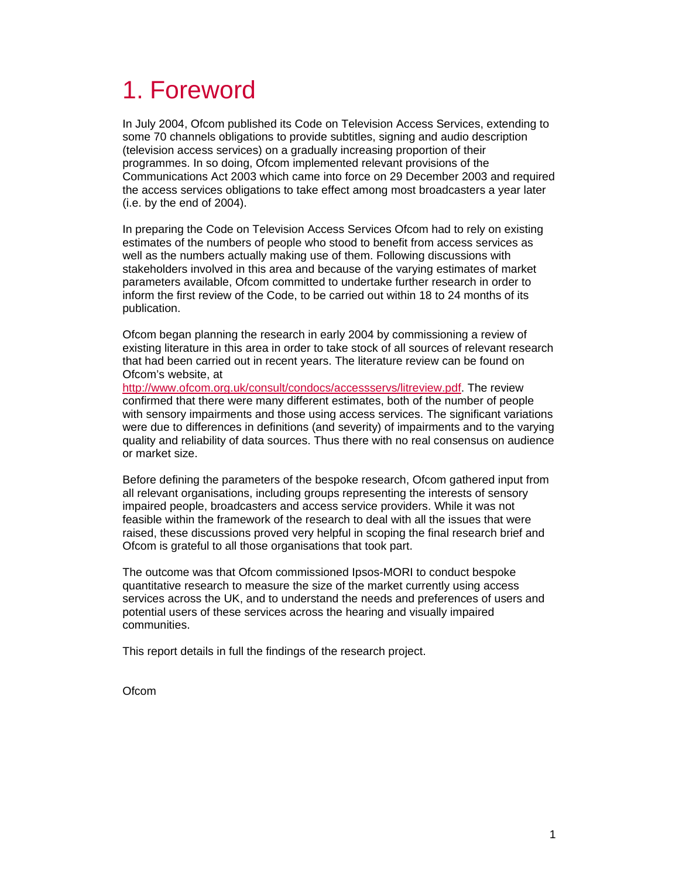# 1. Foreword

In July 2004, Ofcom published its Code on Television Access Services, extending to some 70 channels obligations to provide subtitles, signing and audio description (television access services) on a gradually increasing proportion of their programmes. In so doing, Ofcom implemented relevant provisions of the Communications Act 2003 which came into force on 29 December 2003 and required the access services obligations to take effect among most broadcasters a year later (i.e. by the end of 2004).

In preparing the Code on Television Access Services Ofcom had to rely on existing estimates of the numbers of people who stood to benefit from access services as well as the numbers actually making use of them. Following discussions with stakeholders involved in this area and because of the varying estimates of market parameters available, Ofcom committed to undertake further research in order to inform the first review of the Code, to be carried out within 18 to 24 months of its publication.

Ofcom began planning the research in early 2004 by commissioning a review of existing literature in this area in order to take stock of all sources of relevant research that had been carried out in recent years. The literature review can be found on Ofcom's website, at http://www.ofcom.org.uk/consult/condocs/accessservs/litreview.pdf. The review confirmed that there were many different estimates, both of the number of people with sensory impairments and those using access services. The significant variations were due to differences in definitions (and severity) of impairments and to the varying quality and reliability of data sources. Thus there with no real consensus on audience or market size.

Before defining the parameters of the bespoke research, Ofcom gathered input from all relevant organisations, including groups representing the interests of sensory impaired people, broadcasters and access service providers. While it was not feasible within the framework of the research to deal with all the issues that were raised, these discussions proved very helpful in scoping the final research brief and Ofcom is grateful to all those organisations that took part.

The outcome was that Ofcom commissioned Ipsos-MORI to conduct bespoke quantitative research to measure the size of the market currently using access services across the UK, and to understand the needs and preferences of users and potential users of these services across the hearing and visually impaired communities.

This report details in full the findings of the research project.

Ofcom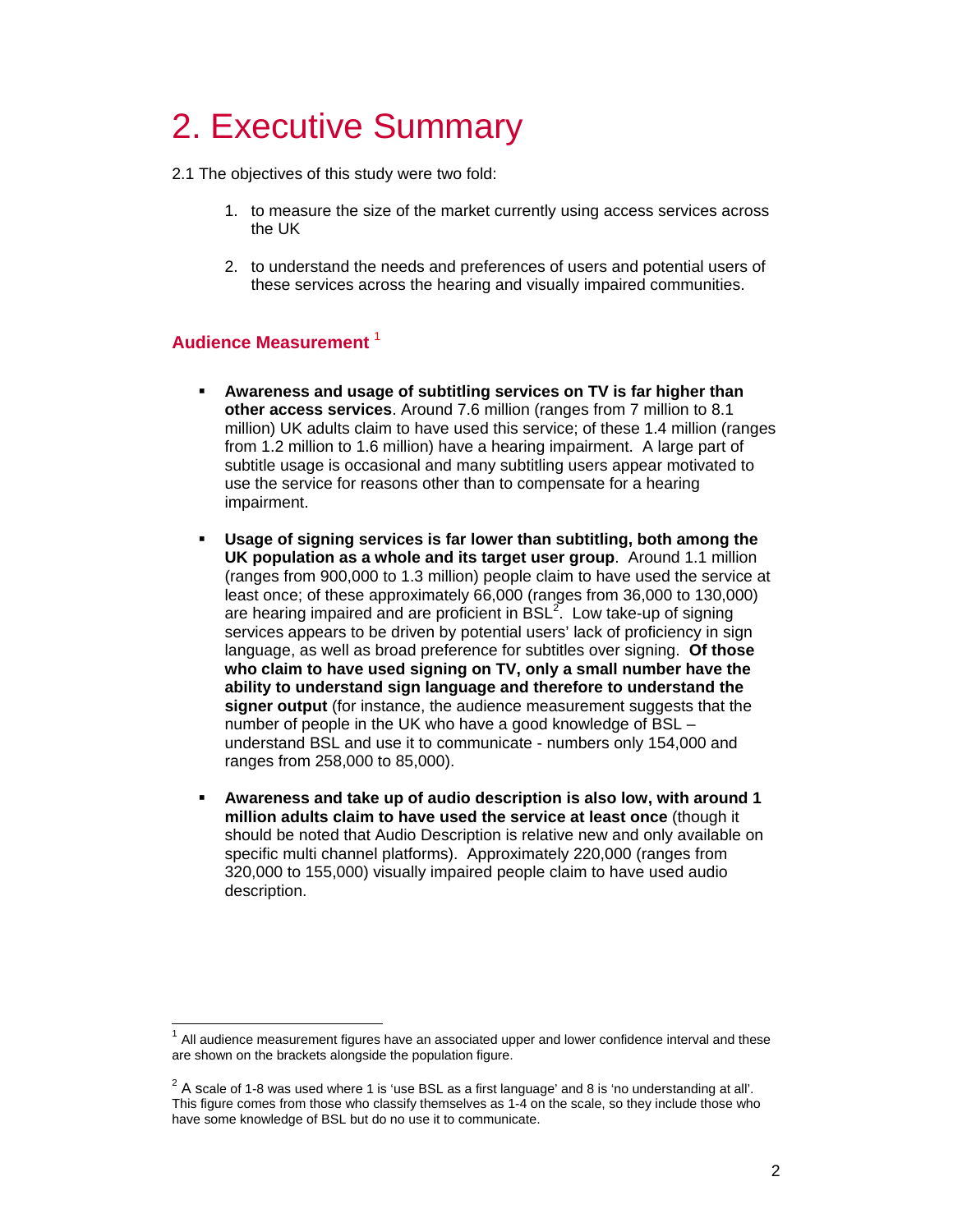# 2. Executive Summary

2.1 The objectives of this study were two fold:

1. to measure the size of the market currently using access services across the UK
2. to understand the needs and preferences of users and potential users of these services across the hearing and visually impaired communities.

### Audience Measurement [1]

- **Awareness and usage of subtitling services on TV is far higher than other access services**. Around 7.6 million (ranges from 7 million to 8.1 million) UK adults claim to have used this service; of these 1.4 million (ranges from 1.2 million to 1.6 million) have a hearing impairment. A large part of subtitle usage is occasional and many subtitling users appear motivated to use the service for reasons other than to compensate for a hearing impairment.
- **Usage of signing services is far lower than subtitling, both among the UK population as a whole and its target user group**. Around 1.1 million (ranges from 900,000 to 1.3 million) people claim to have used the service at least once; of these approximately 66,000 (ranges from 36,000 to 130,000) are hearing impaired and are proficient in BSL[2]. Low take-up of signing services appears to be driven by potential users' lack of proficiency in sign language, as well as broad preference for subtitles over signing. **Of those who claim to have used signing on TV, only a small number have the ability to understand sign language and therefore to understand the signer output** (for instance, the audience measurement suggests that the number of people in the UK who have a good knowledge of BSL – understand BSL and use it to communicate - numbers only 154,000 and ranges from 258,000 to 85,000).
- **Awareness and take up of audio description is also low, with around 1 million adults claim to have used the service at least once** (though it should be noted that Audio Description is relative new and only available on specific multi channel platforms). Approximately 220,000 (ranges from 320,000 to 155,000) visually impaired people claim to have used audio description.

---

[1] All audience measurement figures have an associated upper and lower confidence interval and these are shown on the brackets alongside the population figure.

[2] A scale of 1-8 was used where 1 is 'use BSL as a first language' and 8 is 'no understanding at all'. This figure comes from those who classify themselves as 1-4 on the scale, so they include those who have some knowledge of BSL but do no use it to communicate.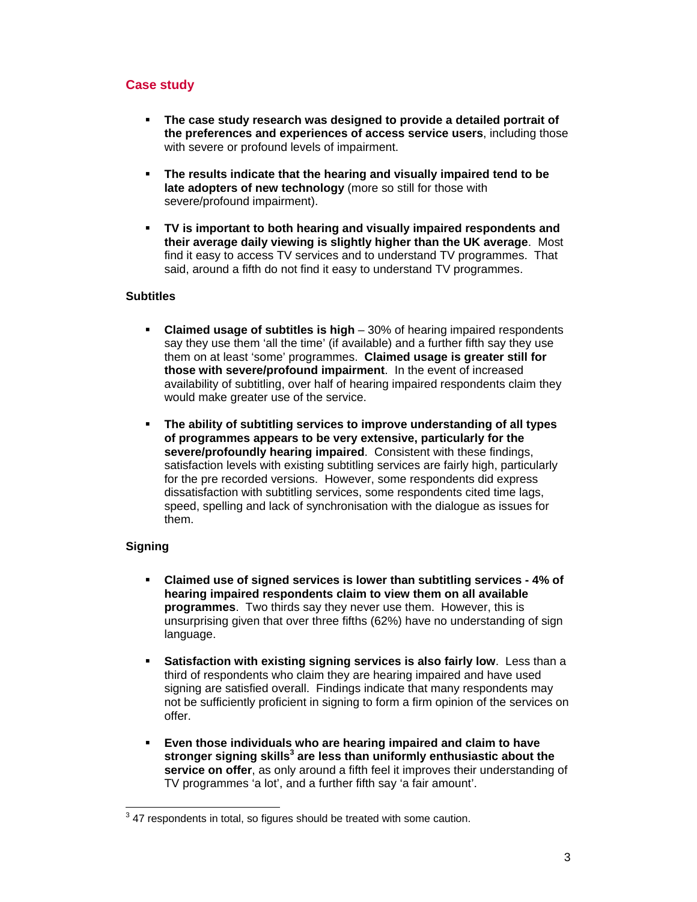## Case study

- **The case study research was designed to provide a detailed portrait of the preferences and experiences of access service users**, including those with severe or profound levels of impairment.

- **The results indicate that the hearing and visually impaired tend to be late adopters of new technology** (more so still for those with severe/profound impairment).

- **TV is important to both hearing and visually impaired respondents and their average daily viewing is slightly higher than the UK average**. Most find it easy to access TV services and to understand TV programmes. That said, around a fifth do not find it easy to understand TV programmes.

### Subtitles

- **Claimed usage of subtitles is high** – 30% of hearing impaired respondents say they use them 'all the time' (if available) and a further fifth say they use them on at least 'some' programmes. **Claimed usage is greater still for those with severe/profound impairment**. In the event of increased availability of subtitling, over half of hearing impaired respondents claim they would make greater use of the service.

- **The ability of subtitling services to improve understanding of all types of programmes appears to be very extensive, particularly for the severe/profoundly hearing impaired**. Consistent with these findings, satisfaction levels with existing subtitling services are fairly high, particularly for the pre recorded versions. However, some respondents did express dissatisfaction with subtitling services, some respondents cited time lags, speed, spelling and lack of synchronisation with the dialogue as issues for them.

### Signing

- **Claimed use of signed services is lower than subtitling services - 4% of hearing impaired respondents claim to view them on all available programmes**. Two thirds say they never use them. However, this is unsurprising given that over three fifths (62%) have no understanding of sign language.

- **Satisfaction with existing signing services is also fairly low**. Less than a third of respondents who claim they are hearing impaired and have used signing are satisfied overall. Findings indicate that many respondents may not be sufficiently proficient in signing to form a firm opinion of the services on offer.

- **Even those individuals who are hearing impaired and claim to have stronger signing skills[3] are less than uniformly enthusiastic about the service on offer**, as only around a fifth feel it improves their understanding of TV programmes 'a lot', and a further fifth say 'a fair amount'.

---

[3] 47 respondents in total, so figures should be treated with some caution.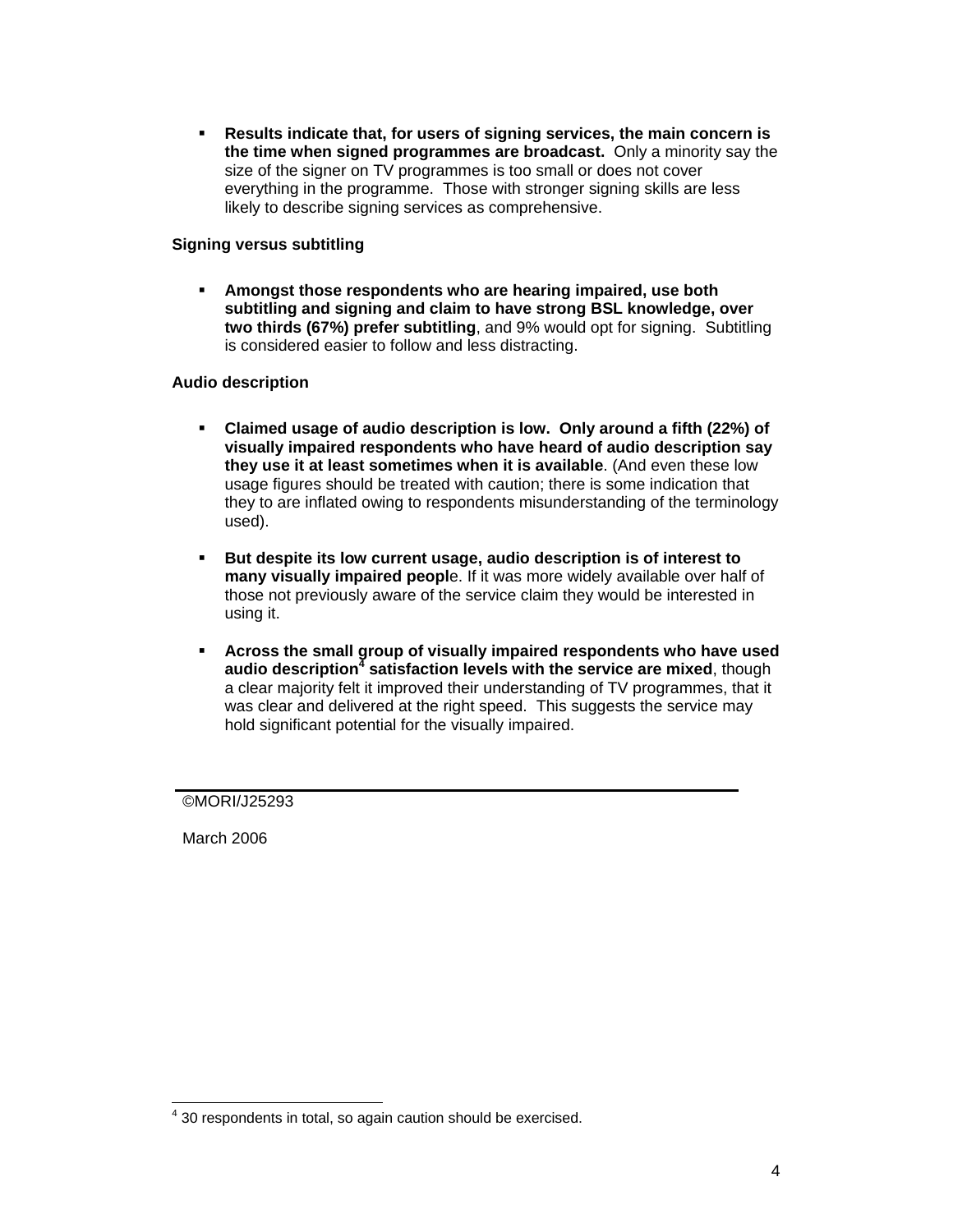- **Results indicate that, for users of signing services, the main concern is the time when signed programmes are broadcast.** Only a minority say the size of the signer on TV programmes is too small or does not cover everything in the programme. Those with stronger signing skills are less likely to describe signing services as comprehensive.

**Signing versus subtitling**

- **Amongst those respondents who are hearing impaired, use both subtitling and signing and claim to have strong BSL knowledge, over two thirds (67%) prefer subtitling**, and 9% would opt for signing. Subtitling is considered easier to follow and less distracting.

**Audio description**

- **Claimed usage of audio description is low. Only around a fifth (22%) of visually impaired respondents who have heard of audio description say they use it at least sometimes when it is available**. (And even these low usage figures should be treated with caution; there is some indication that they to are inflated owing to respondents misunderstanding of the terminology used).

- **But despite its low current usage, audio description is of interest to many visually impaired peopl**e. If it was more widely available over half of those not previously aware of the service claim they would be interested in using it.

- **Across the small group of visually impaired respondents who have used audio description[4] satisfaction levels with the service are mixed**, though a clear majority felt it improved their understanding of TV programmes, that it was clear and delivered at the right speed. This suggests the service may hold significant potential for the visually impaired.

©MORI/J25293

March 2006

[4] 30 respondents in total, so again caution should be exercised.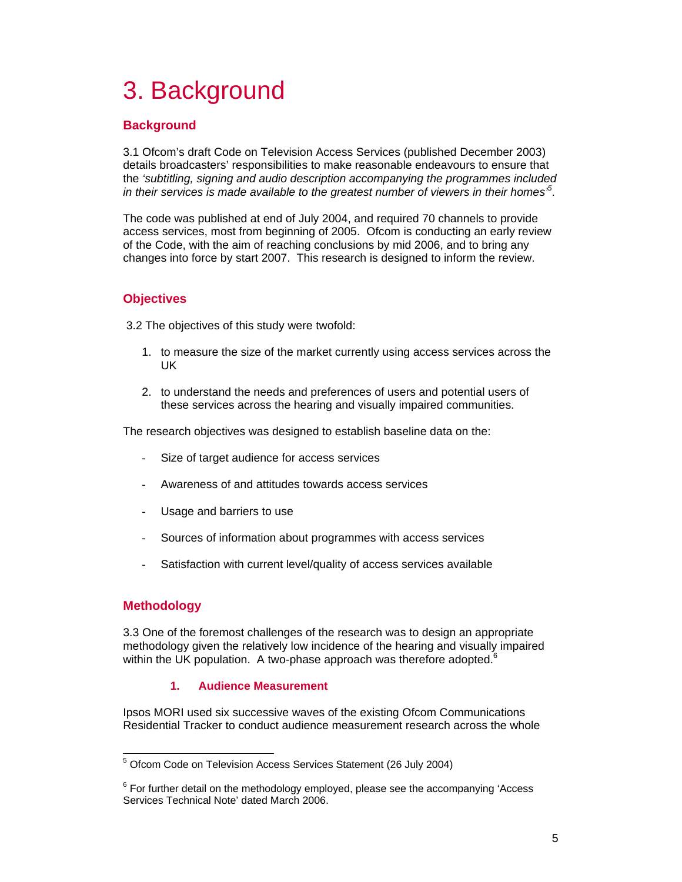# 3. Background

## Background

3.1 Ofcom's draft Code on Television Access Services (published December 2003) details broadcasters' responsibilities to make reasonable endeavours to ensure that the *'subtitling, signing and audio description accompanying the programmes included in their services is made available to the greatest number of viewers in their homes'*[5].

The code was published at end of July 2004, and required 70 channels to provide access services, most from beginning of 2005. Ofcom is conducting an early review of the Code, with the aim of reaching conclusions by mid 2006, and to bring any changes into force by start 2007. This research is designed to inform the review.

## Objectives

3.2 The objectives of this study were twofold:

1. to measure the size of the market currently using access services across the UK
2. to understand the needs and preferences of users and potential users of these services across the hearing and visually impaired communities.

The research objectives was designed to establish baseline data on the:

- Size of target audience for access services
- Awareness of and attitudes towards access services
- Usage and barriers to use
- Sources of information about programmes with access services
- Satisfaction with current level/quality of access services available

## Methodology

3.3 One of the foremost challenges of the research was to design an appropriate methodology given the relatively low incidence of the hearing and visually impaired within the UK population. A two-phase approach was therefore adopted.[6]

### 1. Audience Measurement

Ipsos MORI used six successive waves of the existing Ofcom Communications Residential Tracker to conduct audience measurement research across the whole

---

[5] Ofcom Code on Television Access Services Statement (26 July 2004)

[6] For further detail on the methodology employed, please see the accompanying 'Access Services Technical Note' dated March 2006.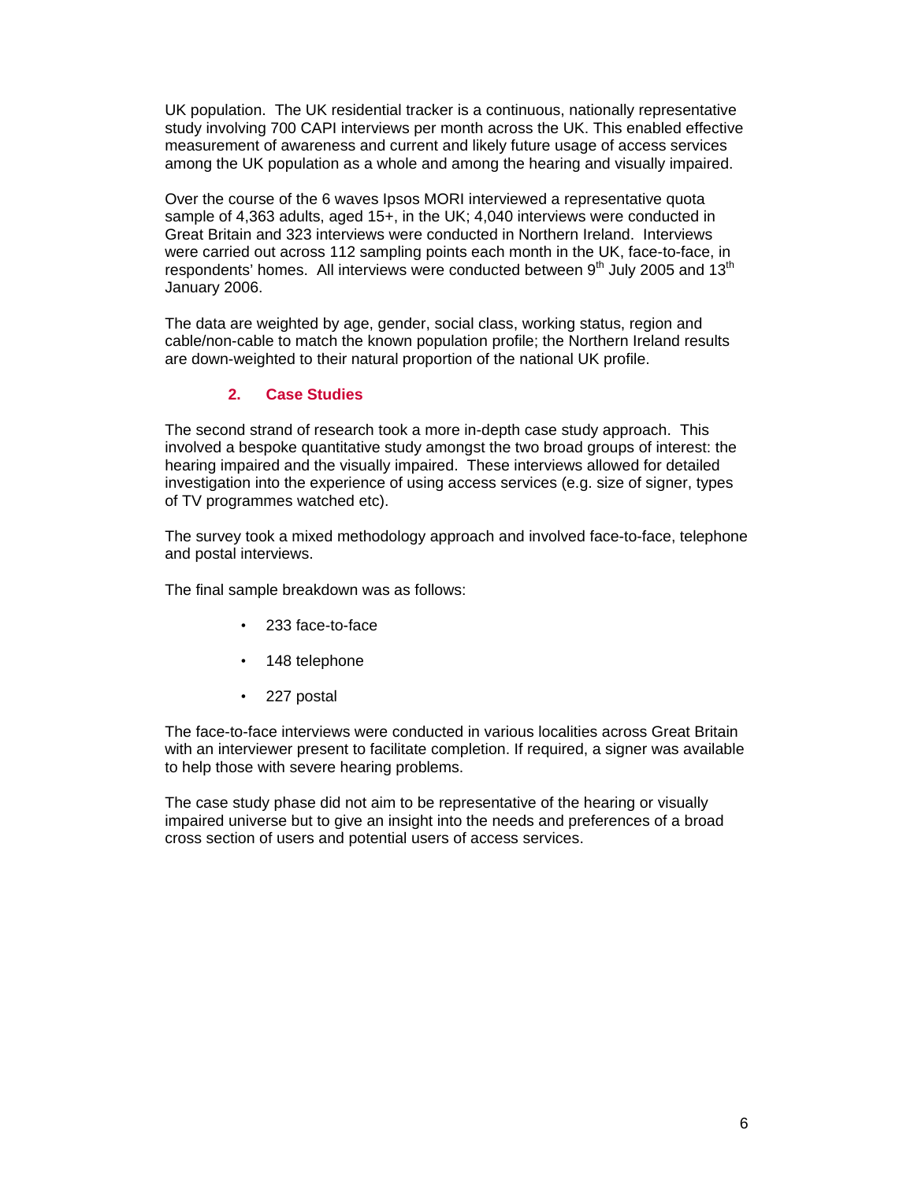UK population. The UK residential tracker is a continuous, nationally representative study involving 700 CAPI interviews per month across the UK. This enabled effective measurement of awareness and current and likely future usage of access services among the UK population as a whole and among the hearing and visually impaired.

Over the course of the 6 waves Ipsos MORI interviewed a representative quota sample of 4,363 adults, aged 15+, in the UK; 4,040 interviews were conducted in Great Britain and 323 interviews were conducted in Northern Ireland. Interviews were carried out across 112 sampling points each month in the UK, face-to-face, in respondents' homes. All interviews were conducted between 9th July 2005 and 13th January 2006.

The data are weighted by age, gender, social class, working status, region and cable/non-cable to match the known population profile; the Northern Ireland results are down-weighted to their natural proportion of the national UK profile.

### 2. Case Studies

The second strand of research took a more in-depth case study approach. This involved a bespoke quantitative study amongst the two broad groups of interest: the hearing impaired and the visually impaired. These interviews allowed for detailed investigation into the experience of using access services (e.g. size of signer, types of TV programmes watched etc).

The survey took a mixed methodology approach and involved face-to-face, telephone and postal interviews.

The final sample breakdown was as follows:

- 233 face-to-face
- 148 telephone
- 227 postal

The face-to-face interviews were conducted in various localities across Great Britain with an interviewer present to facilitate completion. If required, a signer was available to help those with severe hearing problems.

The case study phase did not aim to be representative of the hearing or visually impaired universe but to give an insight into the needs and preferences of a broad cross section of users and potential users of access services.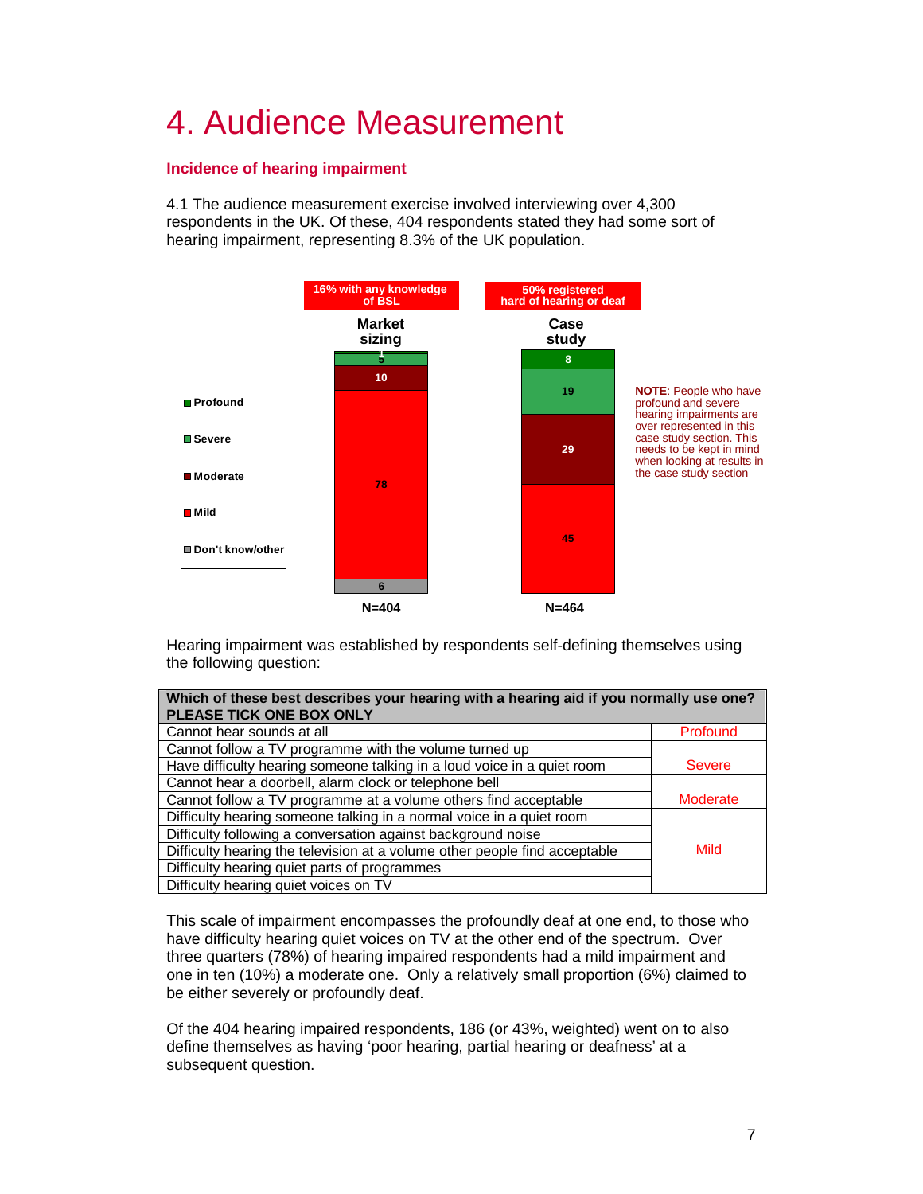# 4. Audience Measurement

### Incidence of hearing impairment

4.1 The audience measurement exercise involved interviewing over 4,300 respondents in the UK. Of these, 404 respondents stated they had some sort of hearing impairment, representing 8.3% of the UK population.

| | Market sizing | Case study |
|---|---|---|
| | 16% with any knowledge of BSL | 50% registered hard of hearing or deaf |
| Profound | 1 | 8 |
| Severe | 5 | 19 |
| Moderate | 10 | 29 |
| Mild | 78 | 45 |
| Don't know/other | 6 | |
| | N=404 | N=464 |

**NOTE**: People who have profound and severe hearing impairments are over represented in this case study section. This needs to be kept in mind when looking at results in the case study section

Hearing impairment was established by respondents self-defining themselves using the following question:

| Which of these best describes your hearing with a hearing aid if you normally use one? PLEASE TICK ONE BOX ONLY | |
|---|---|
| Cannot hear sounds at all | Profound |
| Cannot follow a TV programme with the volume turned up | Severe |
| Have difficulty hearing someone talking in a loud voice in a quiet room | |
| Cannot hear a doorbell, alarm clock or telephone bell | Moderate |
| Cannot follow a TV programme at a volume others find acceptable | |
| Difficulty hearing someone talking in a normal voice in a quiet room | Mild |
| Difficulty following a conversation against background noise | |
| Difficulty hearing the television at a volume other people find acceptable | |
| Difficulty hearing quiet parts of programmes | |
| Difficulty hearing quiet voices on TV | |

This scale of impairment encompasses the profoundly deaf at one end, to those who have difficulty hearing quiet voices on TV at the other end of the spectrum. Over three quarters (78%) of hearing impaired respondents had a mild impairment and one in ten (10%) a moderate one. Only a relatively small proportion (6%) claimed to be either severely or profoundly deaf.

Of the 404 hearing impaired respondents, 186 (or 43%, weighted) went on to also define themselves as having 'poor hearing, partial hearing or deafness' at a subsequent question.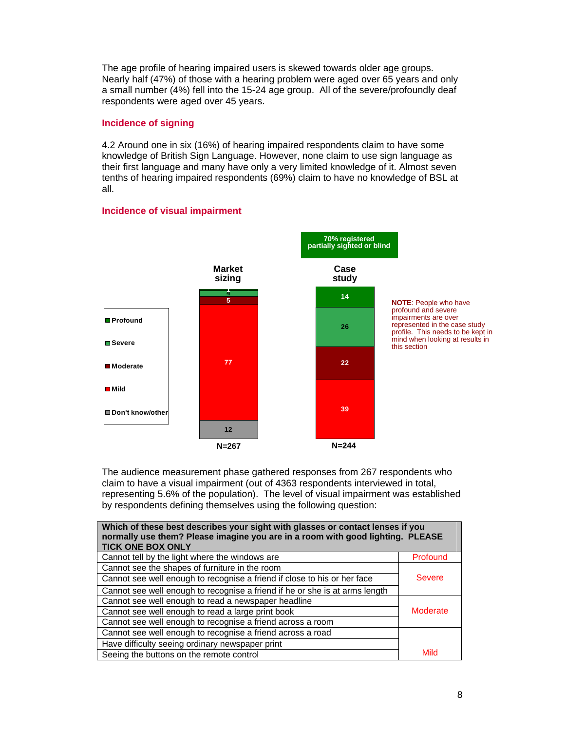The age profile of hearing impaired users is skewed towards older age groups. Nearly half (47%) of those with a hearing problem were aged over 65 years and only a small number (4%) fell into the 15-24 age group. All of the severe/profoundly deaf respondents were aged over 45 years.

### Incidence of signing

4.2 Around one in six (16%) of hearing impaired respondents claim to have some knowledge of British Sign Language. However, none claim to use sign language as their first language and many have only a very limited knowledge of it. Almost seven tenths of hearing impaired respondents (69%) claim to have no knowledge of BSL at all.

### Incidence of visual impairment

70% registered partially sighted or blind

| | Market sizing | Case study |
|---|---|---|
| Profound | 1 | 14 |
| Severe | 4 | 26 |
| Moderate | 5 | 22 |
| Mild | 77 | 39 |
| Don't know/other | 12 | |
| | N=267 | N=244 |

**NOTE**: People who have profound and severe impairments are over represented in the case study profile. This needs to be kept in mind when looking at results in this section

The audience measurement phase gathered responses from 267 respondents who claim to have a visual impairment (out of 4363 respondents interviewed in total, representing 5.6% of the population). The level of visual impairment was established by respondents defining themselves using the following question:

| Which of these best describes your sight with glasses or contact lenses if you normally use them? Please imagine you are in a room with good lighting. PLEASE TICK ONE BOX ONLY | |
|---|---|
| Cannot tell by the light where the windows are | Profound |
| Cannot see the shapes of furniture in the room | Severe |
| Cannot see well enough to recognise a friend if close to his or her face | |
| Cannot see well enough to recognise a friend if he or she is at arms length | |
| Cannot see well enough to read a newspaper headline | Moderate |
| Cannot see well enough to read a large print book | |
| Cannot see well enough to recognise a friend across a room | |
| Cannot see well enough to recognise a friend across a road | Mild |
| Have difficulty seeing ordinary newspaper print | |
| Seeing the buttons on the remote control | |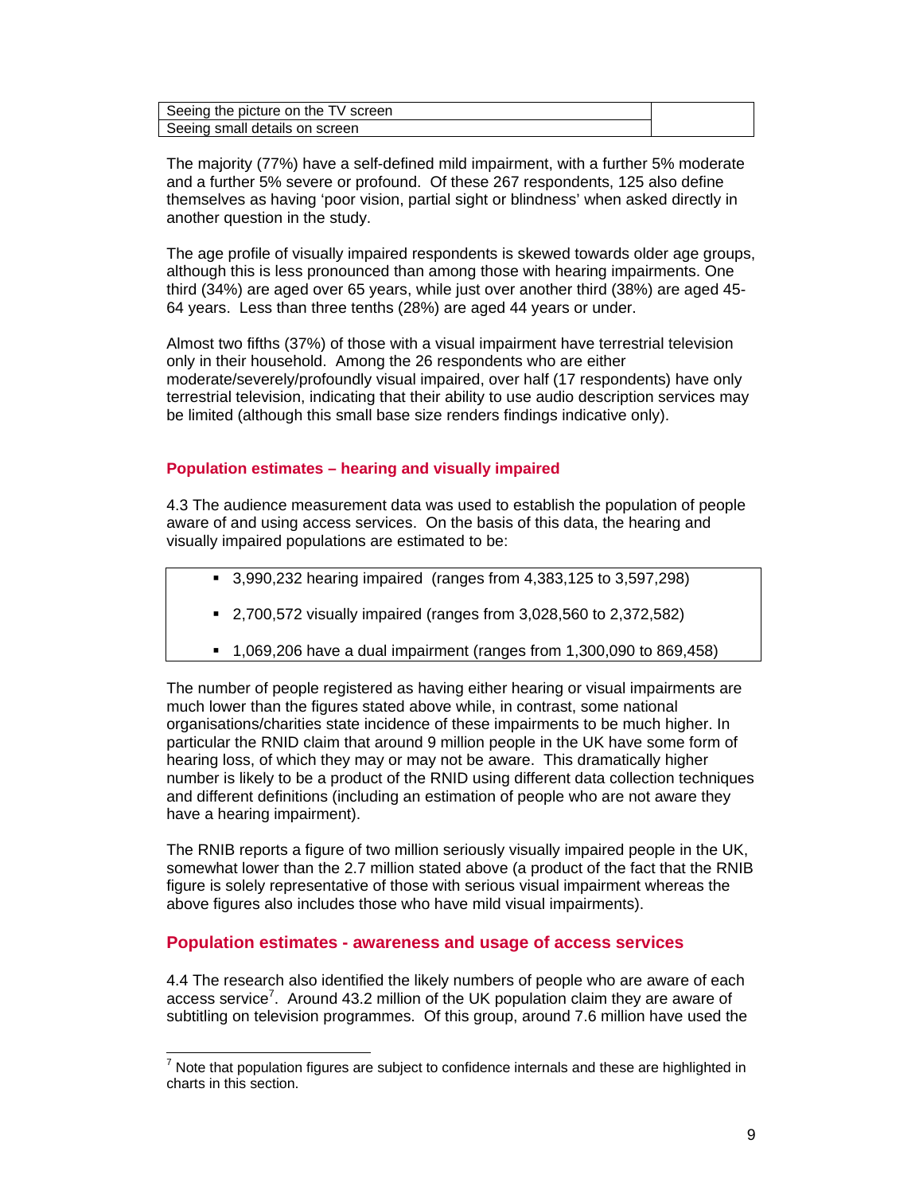| | |
|---|---|
| Seeing the picture on the TV screen | |
| Seeing small details on screen | |

The majority (77%) have a self-defined mild impairment, with a further 5% moderate and a further 5% severe or profound. Of these 267 respondents, 125 also define themselves as having 'poor vision, partial sight or blindness' when asked directly in another question in the study.

The age profile of visually impaired respondents is skewed towards older age groups, although this is less pronounced than among those with hearing impairments. One third (34%) are aged over 65 years, while just over another third (38%) are aged 45-64 years. Less than three tenths (28%) are aged 44 years or under.

Almost two fifths (37%) of those with a visual impairment have terrestrial television only in their household. Among the 26 respondents who are either moderate/severely/profoundly visual impaired, over half (17 respondents) have only terrestrial television, indicating that their ability to use audio description services may be limited (although this small base size renders findings indicative only).

### Population estimates – hearing and visually impaired

4.3 The audience measurement data was used to establish the population of people aware of and using access services. On the basis of this data, the hearing and visually impaired populations are estimated to be:

- 3,990,232 hearing impaired (ranges from 4,383,125 to 3,597,298)
- 2,700,572 visually impaired (ranges from 3,028,560 to 2,372,582)
- 1,069,206 have a dual impairment (ranges from 1,300,090 to 869,458)

The number of people registered as having either hearing or visual impairments are much lower than the figures stated above while, in contrast, some national organisations/charities state incidence of these impairments to be much higher. In particular the RNID claim that around 9 million people in the UK have some form of hearing loss, of which they may or may not be aware. This dramatically higher number is likely to be a product of the RNID using different data collection techniques and different definitions (including an estimation of people who are not aware they have a hearing impairment).

The RNIB reports a figure of two million seriously visually impaired people in the UK, somewhat lower than the 2.7 million stated above (a product of the fact that the RNIB figure is solely representative of those with serious visual impairment whereas the above figures also includes those who have mild visual impairments).

### Population estimates - awareness and usage of access services

4.4 The research also identified the likely numbers of people who are aware of each access service[7]. Around 43.2 million of the UK population claim they are aware of subtitling on television programmes. Of this group, around 7.6 million have used the

---

[7] Note that population figures are subject to confidence internals and these are highlighted in charts in this section.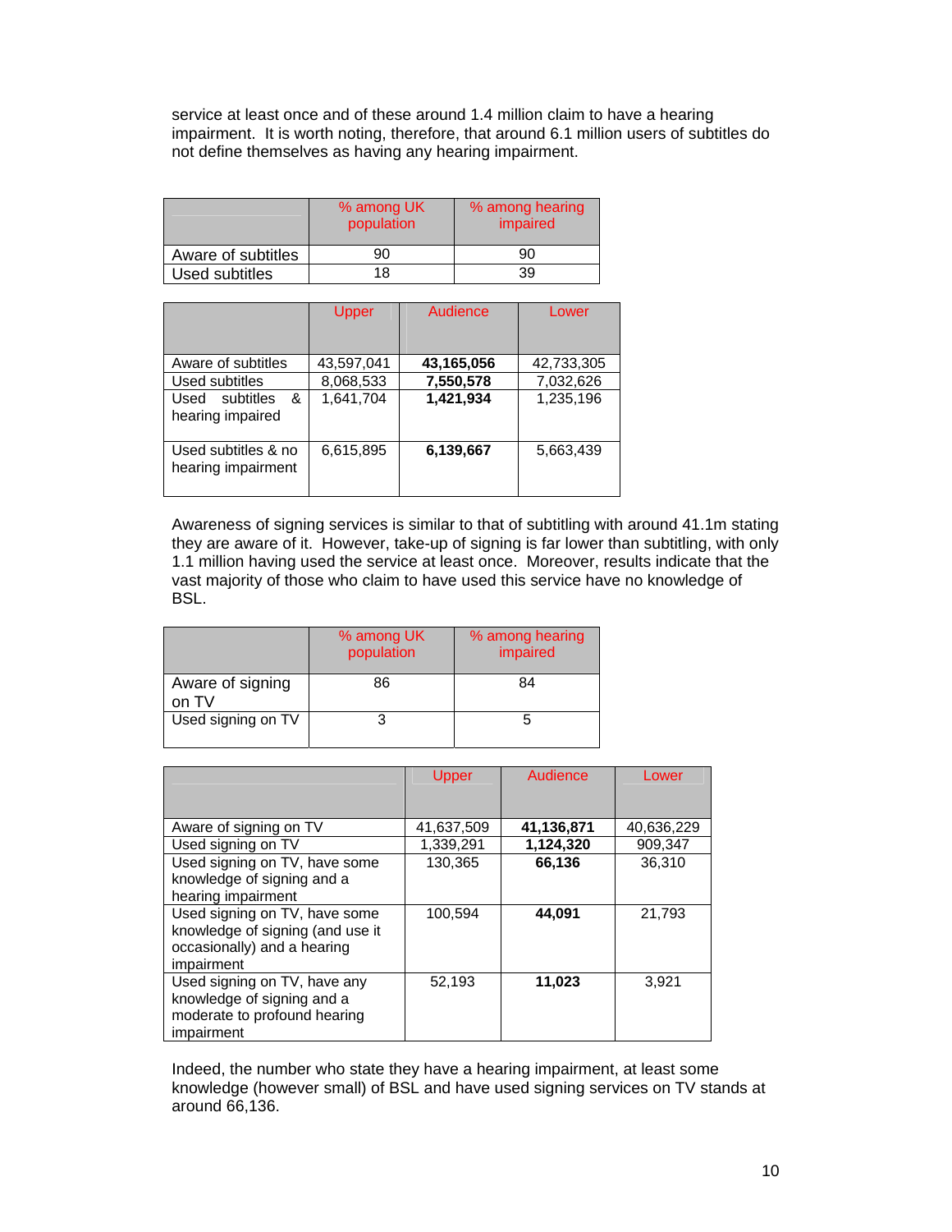service at least once and of these around 1.4 million claim to have a hearing impairment. It is worth noting, therefore, that around 6.1 million users of subtitles do not define themselves as having any hearing impairment.

| | % among UK population | % among hearing impaired |
|---|---|---|
| Aware of subtitles | 90 | 90 |
| Used subtitles | 18 | 39 |

| | Upper | Audience | Lower |
|---|---|---|---|
| Aware of subtitles | 43,597,041 | **43,165,056** | 42,733,305 |
| Used subtitles | 8,068,533 | **7,550,578** | 7,032,626 |
| Used subtitles & hearing impaired | 1,641,704 | **1,421,934** | 1,235,196 |
| Used subtitles & no hearing impairment | 6,615,895 | **6,139,667** | 5,663,439 |

Awareness of signing services is similar to that of subtitling with around 41.1m stating they are aware of it. However, take-up of signing is far lower than subtitling, with only 1.1 million having used the service at least once. Moreover, results indicate that the vast majority of those who claim to have used this service have no knowledge of BSL.

| | % among UK population | % among hearing impaired |
|---|---|---|
| Aware of signing on TV | 86 | 84 |
| Used signing on TV | 3 | 5 |

| | Upper | Audience | Lower |
|---|---|---|---|
| Aware of signing on TV | 41,637,509 | **41,136,871** | 40,636,229 |
| Used signing on TV | 1,339,291 | **1,124,320** | 909,347 |
| Used signing on TV, have some knowledge of signing and a hearing impairment | 130,365 | **66,136** | 36,310 |
| Used signing on TV, have some knowledge of signing (and use it occasionally) and a hearing impairment | 100,594 | **44,091** | 21,793 |
| Used signing on TV, have any knowledge of signing and a moderate to profound hearing impairment | 52,193 | **11,023** | 3,921 |

Indeed, the number who state they have a hearing impairment, at least some knowledge (however small) of BSL and have used signing services on TV stands at around 66,136.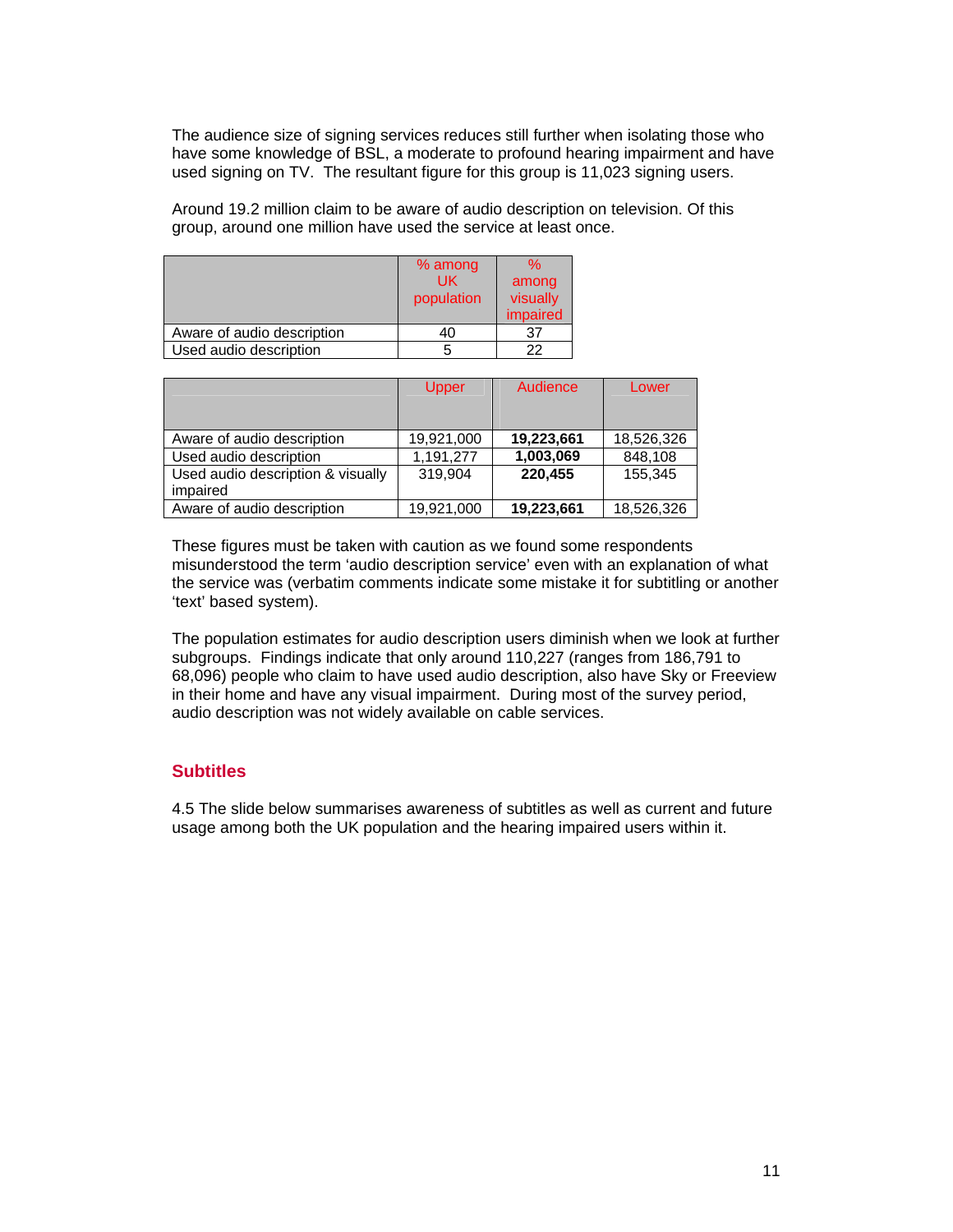The audience size of signing services reduces still further when isolating those who have some knowledge of BSL, a moderate to profound hearing impairment and have used signing on TV. The resultant figure for this group is 11,023 signing users.

Around 19.2 million claim to be aware of audio description on television. Of this group, around one million have used the service at least once.

| | % among UK population | % among visually impaired |
|---|---|---|
| Aware of audio description | 40 | 37 |
| Used audio description | 5 | 22 |

| | Upper | Audience | Lower |
|---|---|---|---|
| Aware of audio description | 19,921,000 | **19,223,661** | 18,526,326 |
| Used audio description | 1,191,277 | **1,003,069** | 848,108 |
| Used audio description & visually impaired | 319,904 | **220,455** | 155,345 |
| Aware of audio description | 19,921,000 | **19,223,661** | 18,526,326 |

These figures must be taken with caution as we found some respondents misunderstood the term 'audio description service' even with an explanation of what the service was (verbatim comments indicate some mistake it for subtitling or another 'text' based system).

The population estimates for audio description users diminish when we look at further subgroups. Findings indicate that only around 110,227 (ranges from 186,791 to 68,096) people who claim to have used audio description, also have Sky or Freeview in their home and have any visual impairment. During most of the survey period, audio description was not widely available on cable services.

## Subtitles

4.5 The slide below summarises awareness of subtitles as well as current and future usage among both the UK population and the hearing impaired users within it.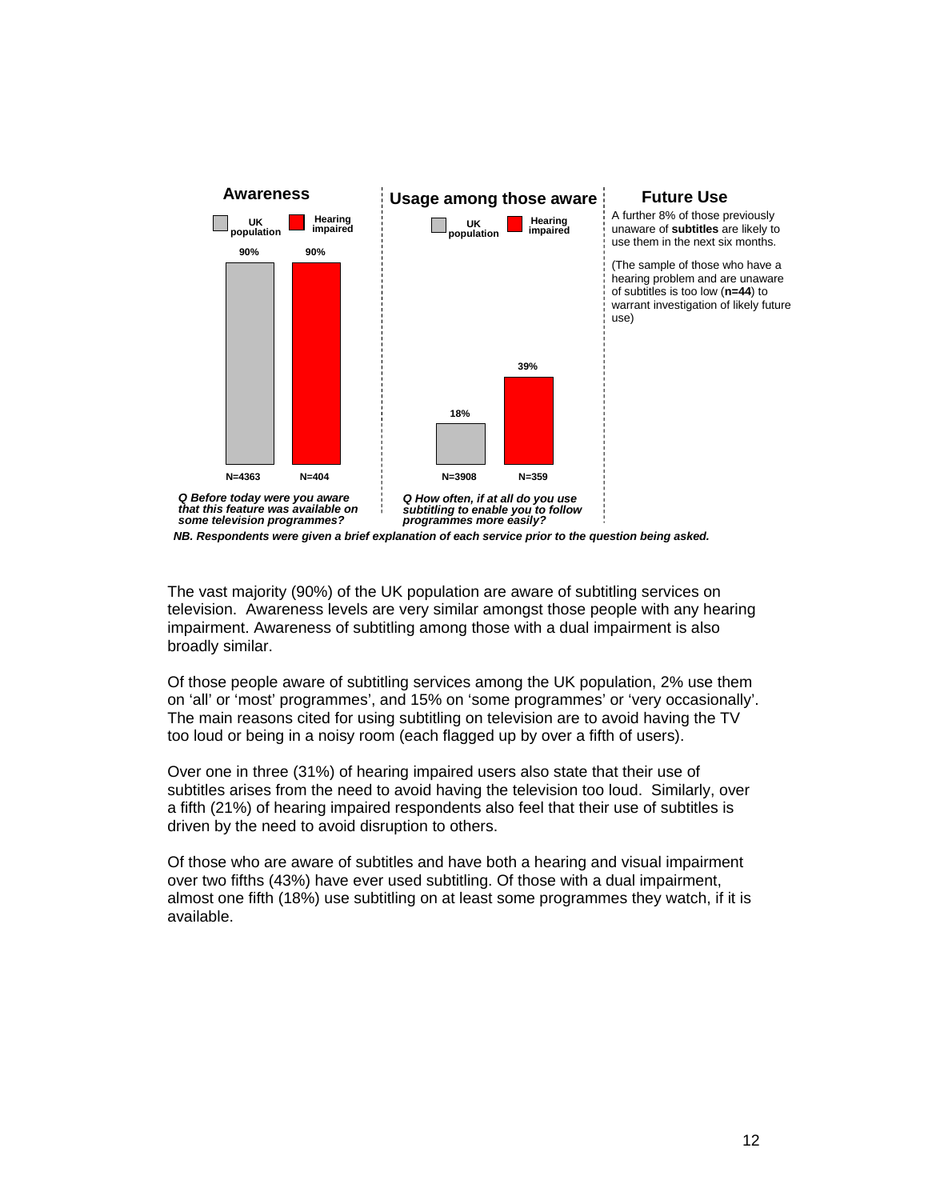| | Awareness | | Usage among those aware | |
|---|---|---|---|---|
| | UK population | Hearing impaired | UK population | Hearing impaired |
| % | 90% | 90% | 18% | 39% |
| Base | N=4363 | N=404 | N=3908 | N=359 |

*Q Before today were you aware that this feature was available on some television programmes?*

*Q How often, if at all do you use subtitling to enable you to follow programmes more easily?*

**Future Use**

A further 8% of those previously unaware of **subtitles** are likely to use them in the next six months.

(The sample of those who have a hearing problem and are unaware of subtitles is too low (**n=44**) to warrant investigation of likely future use)

***NB. Respondents were given a brief explanation of each service prior to the question being asked.***

The vast majority (90%) of the UK population are aware of subtitling services on television. Awareness levels are very similar amongst those people with any hearing impairment. Awareness of subtitling among those with a dual impairment is also broadly similar.

Of those people aware of subtitling services among the UK population, 2% use them on 'all' or 'most' programmes', and 15% on 'some programmes' or 'very occasionally'. The main reasons cited for using subtitling on television are to avoid having the TV too loud or being in a noisy room (each flagged up by over a fifth of users).

Over one in three (31%) of hearing impaired users also state that their use of subtitles arises from the need to avoid having the television too loud. Similarly, over a fifth (21%) of hearing impaired respondents also feel that their use of subtitles is driven by the need to avoid disruption to others.

Of those who are aware of subtitles and have both a hearing and visual impairment over two fifths (43%) have ever used subtitling. Of those with a dual impairment, almost one fifth (18%) use subtitling on at least some programmes they watch, if it is available.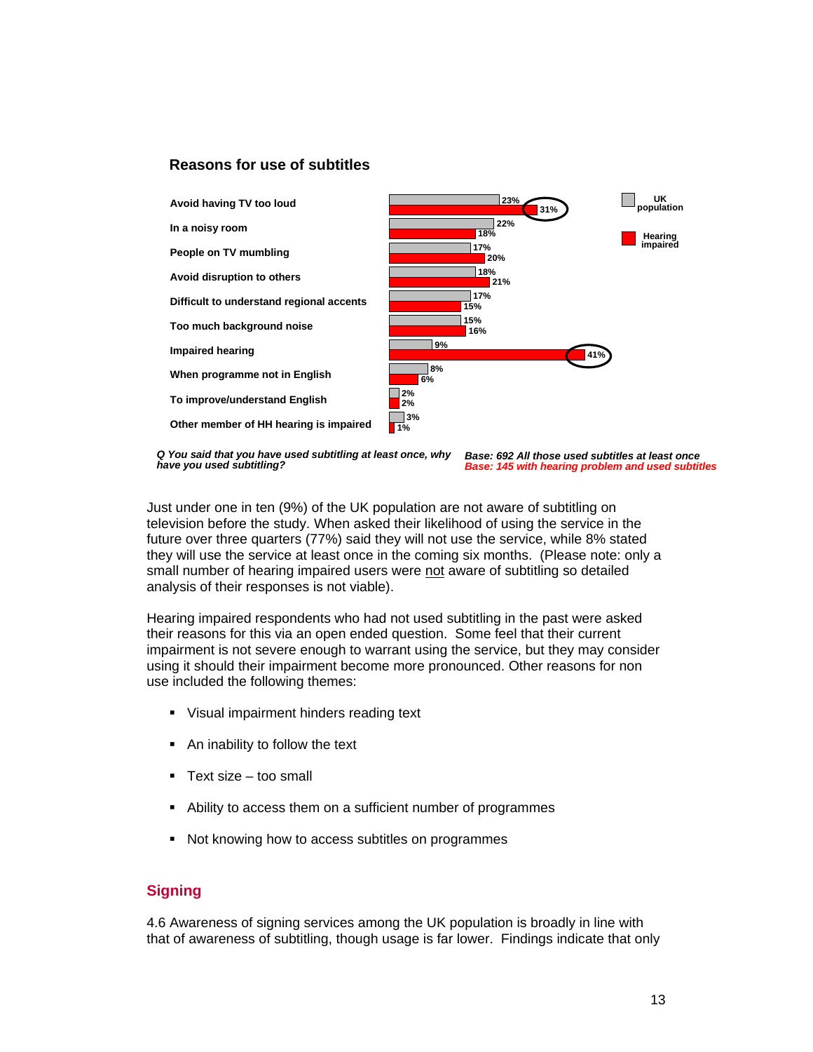### Reasons for use of subtitles

| | UK population | Hearing impaired |
|---|---|---|
| Avoid having TV too loud | 23% | 31% |
| In a noisy room | 22% | 18% |
| People on TV mumbling | 17% | 20% |
| Avoid disruption to others | 18% | 21% |
| Difficult to understand regional accents | 17% | 15% |
| Too much background noise | 15% | 16% |
| Impaired hearing | 9% | 41% |
| When programme not in English | 8% | 6% |
| To improve/understand English | 2% | 2% |
| Other member of HH hearing is impaired | 3% | 1% |

*Q You said that you have used subtitling at least once, why have you used subtitling?*

*Base: 692 All those used subtitles at least once*
*Base: 145 with hearing problem and used subtitles*

Just under one in ten (9%) of the UK population are not aware of subtitling on television before the study. When asked their likelihood of using the service in the future over three quarters (77%) said they will not use the service, while 8% stated they will use the service at least once in the coming six months. (Please note: only a small number of hearing impaired users were not aware of subtitling so detailed analysis of their responses is not viable).

Hearing impaired respondents who had not used subtitling in the past were asked their reasons for this via an open ended question. Some feel that their current impairment is not severe enough to warrant using the service, but they may consider using it should their impairment become more pronounced. Other reasons for non use included the following themes:

- Visual impairment hinders reading text
- An inability to follow the text
- Text size – too small
- Ability to access them on a sufficient number of programmes
- Not knowing how to access subtitles on programmes

## Signing

4.6 Awareness of signing services among the UK population is broadly in line with that of awareness of subtitling, though usage is far lower. Findings indicate that only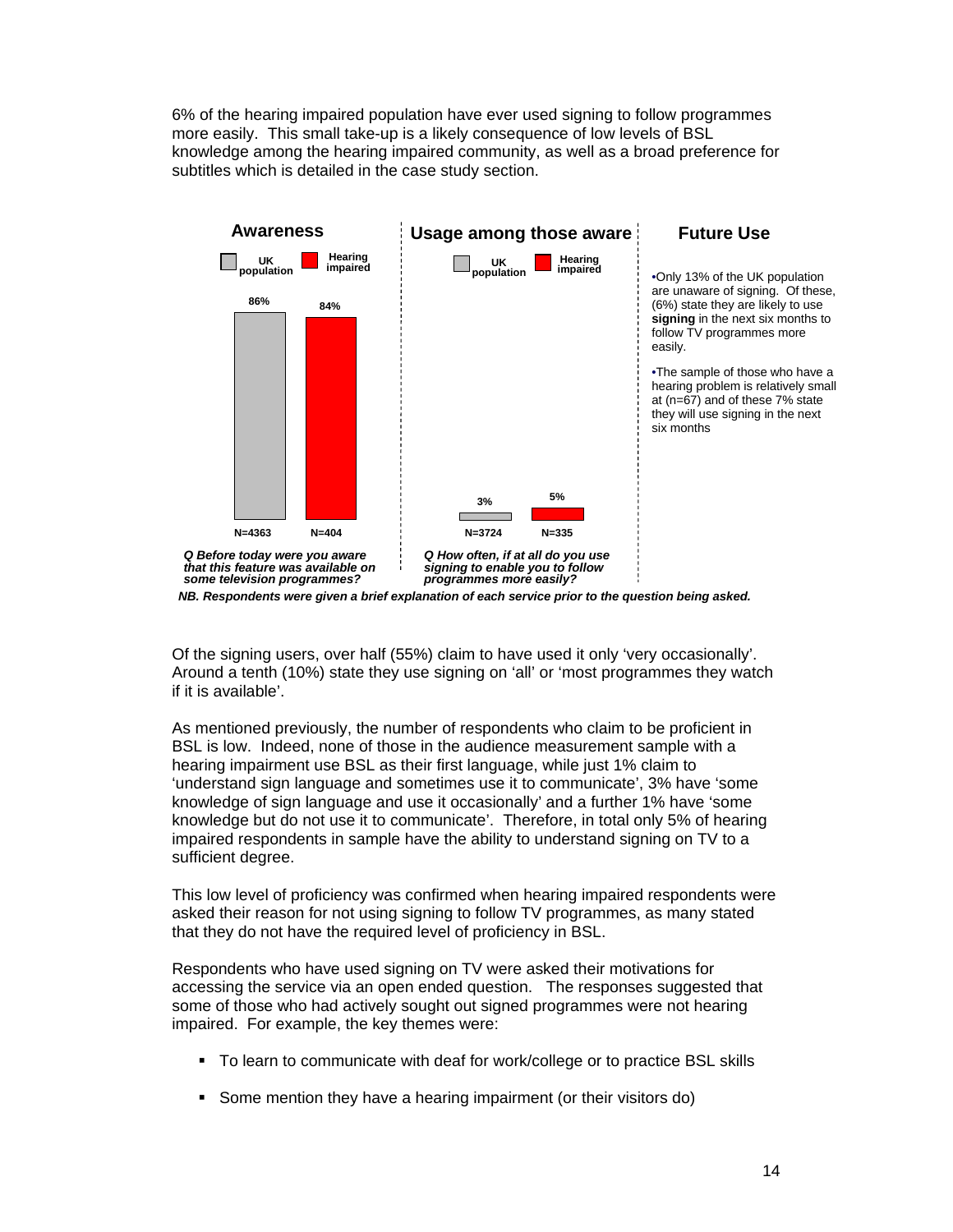6% of the hearing impaired population have ever used signing to follow programmes more easily. This small take-up is a likely consequence of low levels of BSL knowledge among the hearing impaired community, as well as a broad preference for subtitles which is detailed in the case study section.

**Awareness**

| | UK population | Hearing impaired |
|---|---|---|
| % | 86% | 84% |
| N | N=4363 | N=404 |

*Q Before today were you aware that this feature was available on some television programmes?*

**Usage among those aware**

| | UK population | Hearing impaired |
|---|---|---|
| % | 3% | 5% |
| N | N=3724 | N=335 |

*Q How often, if at all do you use signing to enable you to follow programmes more easily?*

**Future Use**

- Only 13% of the UK population are unaware of signing. Of these, (6%) state they are likely to use **signing** in the next six months to follow TV programmes more easily.
- The sample of those who have a hearing problem is relatively small at (n=67) and of these 7% state they will use signing in the next six months

***NB. Respondents were given a brief explanation of each service prior to the question being asked.***

Of the signing users, over half (55%) claim to have used it only 'very occasionally'. Around a tenth (10%) state they use signing on 'all' or 'most programmes they watch if it is available'.

As mentioned previously, the number of respondents who claim to be proficient in BSL is low. Indeed, none of those in the audience measurement sample with a hearing impairment use BSL as their first language, while just 1% claim to 'understand sign language and sometimes use it to communicate', 3% have 'some knowledge of sign language and use it occasionally' and a further 1% have 'some knowledge but do not use it to communicate'. Therefore, in total only 5% of hearing impaired respondents in sample have the ability to understand signing on TV to a sufficient degree.

This low level of proficiency was confirmed when hearing impaired respondents were asked their reason for not using signing to follow TV programmes, as many stated that they do not have the required level of proficiency in BSL.

Respondents who have used signing on TV were asked their motivations for accessing the service via an open ended question. The responses suggested that some of those who had actively sought out signed programmes were not hearing impaired. For example, the key themes were:

- To learn to communicate with deaf for work/college or to practice BSL skills
- Some mention they have a hearing impairment (or their visitors do)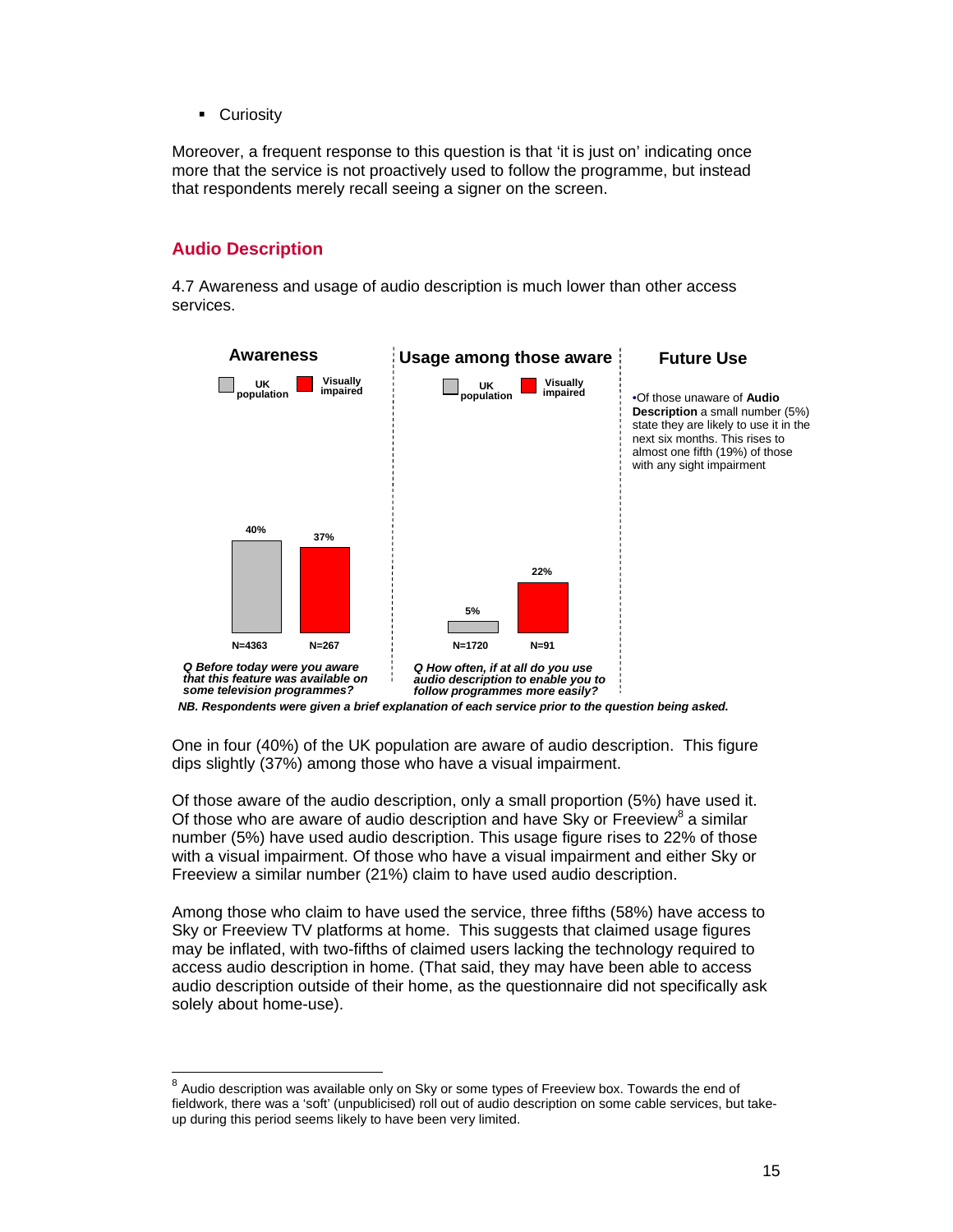- Curiosity

Moreover, a frequent response to this question is that 'it is just on' indicating once more that the service is not proactively used to follow the programme, but instead that respondents merely recall seeing a signer on the screen.

## Audio Description

4.7 Awareness and usage of audio description is much lower than other access services.

**Awareness**

| | UK population | Visually impaired |
|---|---|---|
| Aware | 40% | 37% |
| N | N=4363 | N=267 |

***Q Before today were you aware that this feature was available on some television programmes?***

**Usage among those aware**

| | UK population | Visually impaired |
|---|---|---|
| Usage | 5% | 22% |
| N | N=1720 | N=91 |

***Q How often, if at all do you use audio description to enable you to follow programmes more easily?***

**Future Use**

- Of those unaware of **Audio Description** a small number (5%) state they are likely to use it in the next six months. This rises to almost one fifth (19%) of those with any sight impairment

***NB. Respondents were given a brief explanation of each service prior to the question being asked.***

One in four (40%) of the UK population are aware of audio description. This figure dips slightly (37%) among those who have a visual impairment.

Of those aware of the audio description, only a small proportion (5%) have used it. Of those who are aware of audio description and have Sky or Freeview[8] a similar number (5%) have used audio description. This usage figure rises to 22% of those with a visual impairment. Of those who have a visual impairment and either Sky or Freeview a similar number (21%) claim to have used audio description.

Among those who claim to have used the service, three fifths (58%) have access to Sky or Freeview TV platforms at home. This suggests that claimed usage figures may be inflated, with two-fifths of claimed users lacking the technology required to access audio description in home. (That said, they may have been able to access audio description outside of their home, as the questionnaire did not specifically ask solely about home-use).

---

[8] Audio description was available only on Sky or some types of Freeview box. Towards the end of fieldwork, there was a 'soft' (unpublicised) roll out of audio description on some cable services, but take-up during this period seems likely to have been very limited.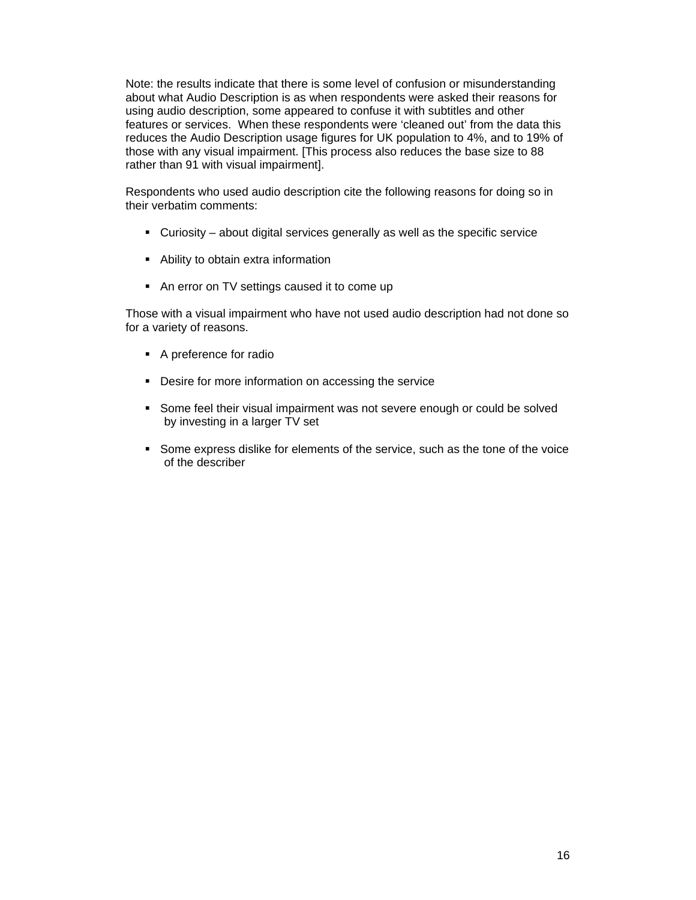Note: the results indicate that there is some level of confusion or misunderstanding about what Audio Description is as when respondents were asked their reasons for using audio description, some appeared to confuse it with subtitles and other features or services. When these respondents were 'cleaned out' from the data this reduces the Audio Description usage figures for UK population to 4%, and to 19% of those with any visual impairment. [This process also reduces the base size to 88 rather than 91 with visual impairment].

Respondents who used audio description cite the following reasons for doing so in their verbatim comments:

- Curiosity – about digital services generally as well as the specific service
- Ability to obtain extra information
- An error on TV settings caused it to come up

Those with a visual impairment who have not used audio description had not done so for a variety of reasons.

- A preference for radio
- Desire for more information on accessing the service
- Some feel their visual impairment was not severe enough or could be solved by investing in a larger TV set
- Some express dislike for elements of the service, such as the tone of the voice of the describer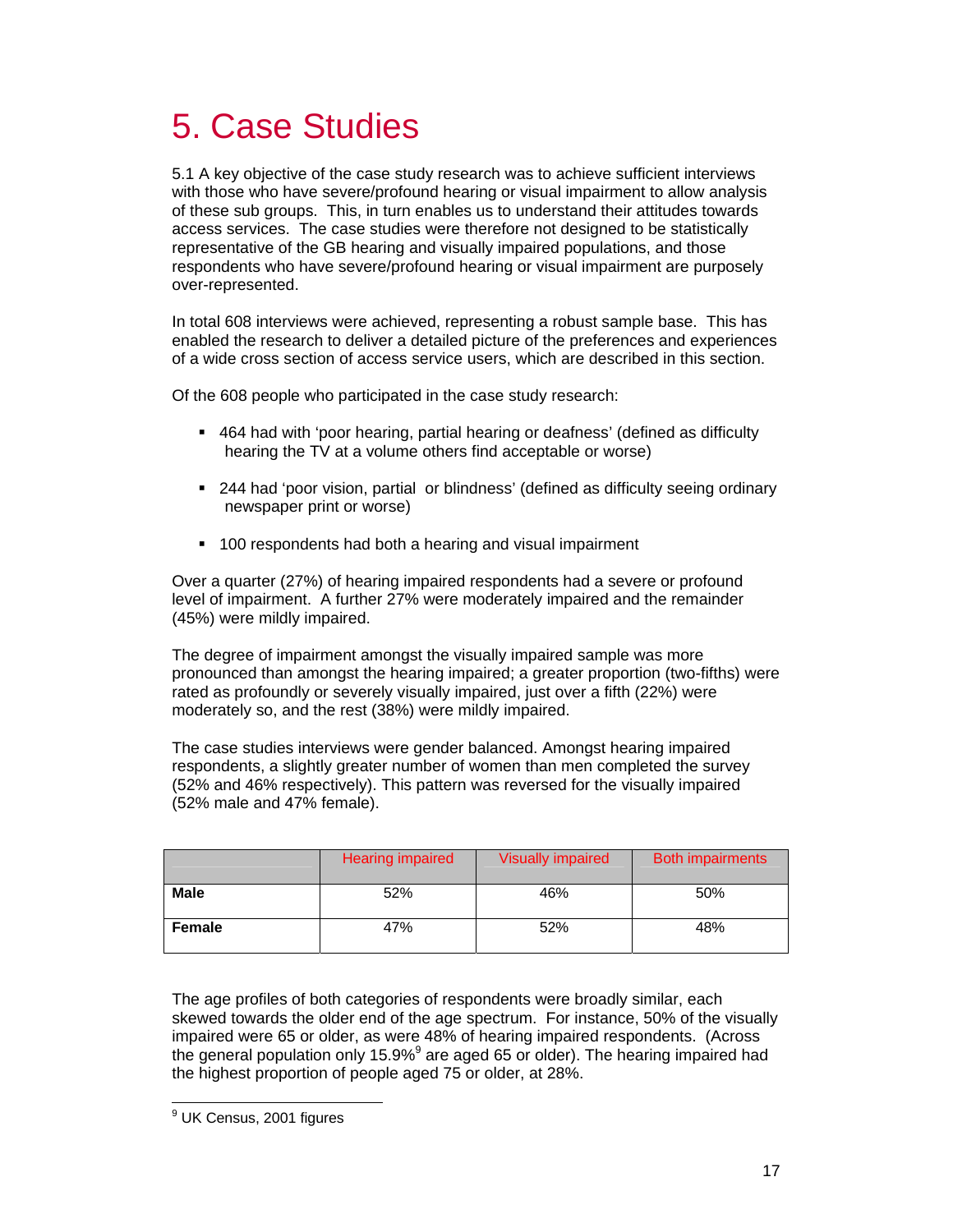# 5. Case Studies

5.1 A key objective of the case study research was to achieve sufficient interviews with those who have severe/profound hearing or visual impairment to allow analysis of these sub groups. This, in turn enables us to understand their attitudes towards access services. The case studies were therefore not designed to be statistically representative of the GB hearing and visually impaired populations, and those respondents who have severe/profound hearing or visual impairment are purposely over-represented.

In total 608 interviews were achieved, representing a robust sample base. This has enabled the research to deliver a detailed picture of the preferences and experiences of a wide cross section of access service users, which are described in this section.

Of the 608 people who participated in the case study research:

- 464 had with 'poor hearing, partial hearing or deafness' (defined as difficulty hearing the TV at a volume others find acceptable or worse)
- 244 had 'poor vision, partial or blindness' (defined as difficulty seeing ordinary newspaper print or worse)
- 100 respondents had both a hearing and visual impairment

Over a quarter (27%) of hearing impaired respondents had a severe or profound level of impairment. A further 27% were moderately impaired and the remainder (45%) were mildly impaired.

The degree of impairment amongst the visually impaired sample was more pronounced than amongst the hearing impaired; a greater proportion (two-fifths) were rated as profoundly or severely visually impaired, just over a fifth (22%) were moderately so, and the rest (38%) were mildly impaired.

The case studies interviews were gender balanced. Amongst hearing impaired respondents, a slightly greater number of women than men completed the survey (52% and 46% respectively). This pattern was reversed for the visually impaired (52% male and 47% female).

| | Hearing impaired | Visually impaired | Both impairments |
|---|---|---|---|
| **Male** | 52% | 46% | 50% |
| **Female** | 47% | 52% | 48% |

The age profiles of both categories of respondents were broadly similar, each skewed towards the older end of the age spectrum. For instance, 50% of the visually impaired were 65 or older, as were 48% of hearing impaired respondents. (Across the general population only 15.9%[9] are aged 65 or older). The hearing impaired had the highest proportion of people aged 75 or older, at 28%.

[9] UK Census, 2001 figures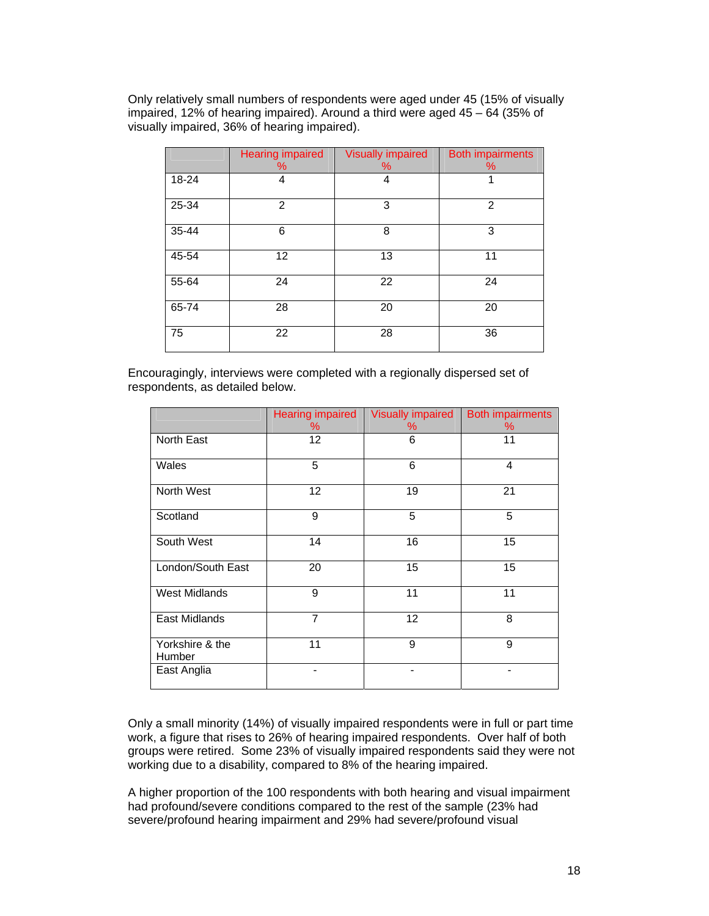Only relatively small numbers of respondents were aged under 45 (15% of visually impaired, 12% of hearing impaired). Around a third were aged 45 – 64 (35% of visually impaired, 36% of hearing impaired).

| | Hearing impaired % | Visually impaired % | Both impairments % |
|---|---|---|---|
| 18-24 | 4 | 4 | 1 |
| 25-34 | 2 | 3 | 2 |
| 35-44 | 6 | 8 | 3 |
| 45-54 | 12 | 13 | 11 |
| 55-64 | 24 | 22 | 24 |
| 65-74 | 28 | 20 | 20 |
| 75 | 22 | 28 | 36 |

Encouragingly, interviews were completed with a regionally dispersed set of respondents, as detailed below.

| | Hearing impaired % | Visually impaired % | Both impairments % |
|---|---|---|---|
| North East | 12 | 6 | 11 |
| Wales | 5 | 6 | 4 |
| North West | 12 | 19 | 21 |
| Scotland | 9 | 5 | 5 |
| South West | 14 | 16 | 15 |
| London/South East | 20 | 15 | 15 |
| West Midlands | 9 | 11 | 11 |
| East Midlands | 7 | 12 | 8 |
| Yorkshire & the Humber | 11 | 9 | 9 |
| East Anglia | - | - | - |

Only a small minority (14%) of visually impaired respondents were in full or part time work, a figure that rises to 26% of hearing impaired respondents. Over half of both groups were retired. Some 23% of visually impaired respondents said they were not working due to a disability, compared to 8% of the hearing impaired.

A higher proportion of the 100 respondents with both hearing and visual impairment had profound/severe conditions compared to the rest of the sample (23% had severe/profound hearing impairment and 29% had severe/profound visual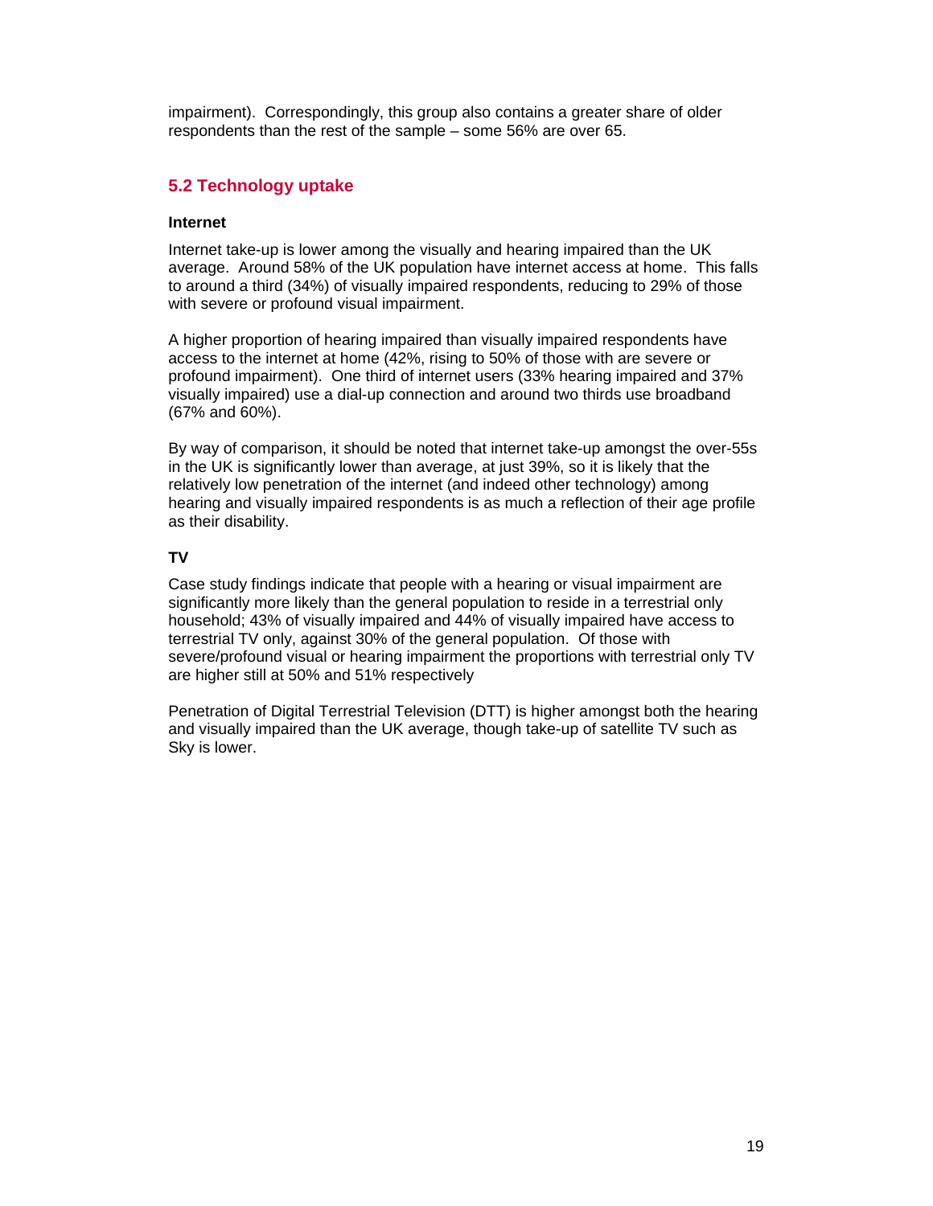impairment). Correspondingly, this group also contains a greater share of older respondents than the rest of the sample – some 56% are over 65.

## 5.2 Technology uptake

**Internet**

Internet take-up is lower among the visually and hearing impaired than the UK average. Around 58% of the UK population have internet access at home. This falls to around a third (34%) of visually impaired respondents, reducing to 29% of those with severe or profound visual impairment.

A higher proportion of hearing impaired than visually impaired respondents have access to the internet at home (42%, rising to 50% of those with are severe or profound impairment). One third of internet users (33% hearing impaired and 37% visually impaired) use a dial-up connection and around two thirds use broadband (67% and 60%).

By way of comparison, it should be noted that internet take-up amongst the over-55s in the UK is significantly lower than average, at just 39%, so it is likely that the relatively low penetration of the internet (and indeed other technology) among hearing and visually impaired respondents is as much a reflection of their age profile as their disability.

**TV**

Case study findings indicate that people with a hearing or visual impairment are significantly more likely than the general population to reside in a terrestrial only household; 43% of visually impaired and 44% of visually impaired have access to terrestrial TV only, against 30% of the general population. Of those with severe/profound visual or hearing impairment the proportions with terrestrial only TV are higher still at 50% and 51% respectively

Penetration of Digital Terrestrial Television (DTT) is higher amongst both the hearing and visually impaired than the UK average, though take-up of satellite TV such as Sky is lower.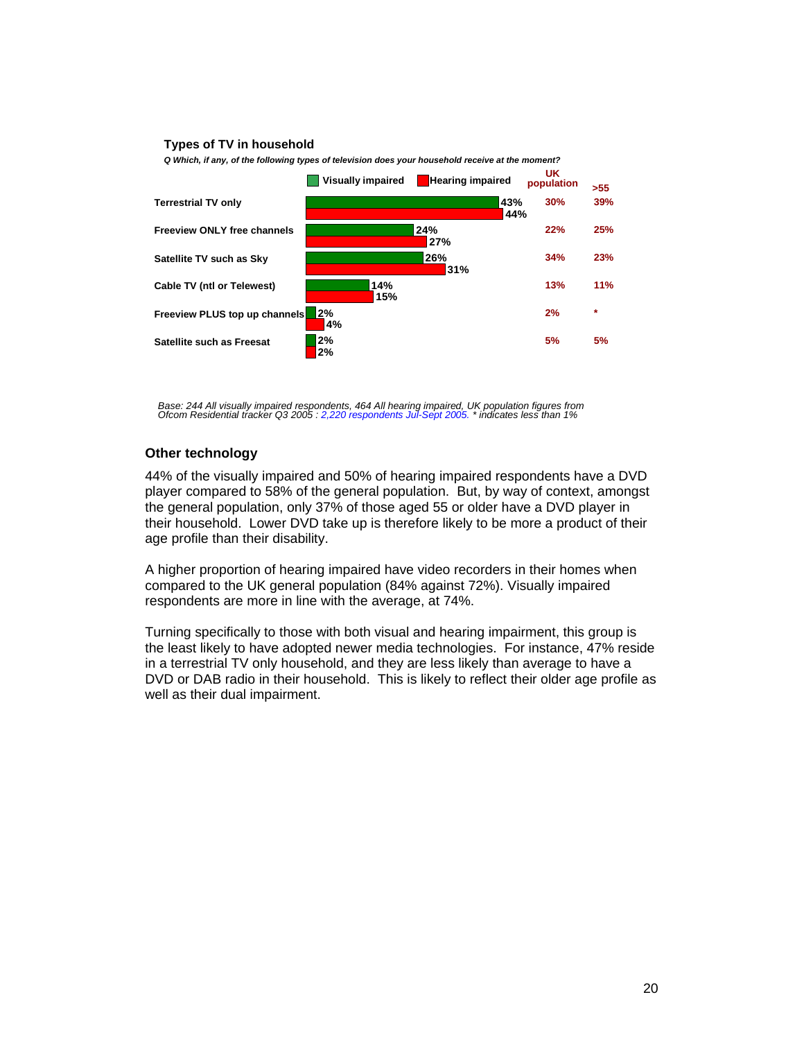**Types of TV in household**

*Q Which, if any, of the following types of television does your household receive at the moment?*

| | Visually impaired | Hearing impaired | UK population | >55 |
|---|---|---|---|---|
| Terrestrial TV only | 43% | 44% | 30% | 39% |
| Freeview ONLY free channels | 24% | 27% | 22% | 25% |
| Satellite TV such as Sky | 26% | 31% | 34% | 23% |
| Cable TV (ntl or Telewest) | 14% | 15% | 13% | 11% |
| Freeview PLUS top up channels | 2% | 4% | 2% | * |
| Satellite such as Freesat | 2% | 2% | 5% | 5% |

*Base: 244 All visually impaired respondents, 464 All hearing impaired, UK population figures from Ofcom Residential tracker Q3 2005 : 2,220 respondents Jul-Sept 2005. * indicates less than 1%*

## Other technology

44% of the visually impaired and 50% of hearing impaired respondents have a DVD player compared to 58% of the general population. But, by way of context, amongst the general population, only 37% of those aged 55 or older have a DVD player in their household. Lower DVD take up is therefore likely to be more a product of their age profile than their disability.

A higher proportion of hearing impaired have video recorders in their homes when compared to the UK general population (84% against 72%). Visually impaired respondents are more in line with the average, at 74%.

Turning specifically to those with both visual and hearing impairment, this group is the least likely to have adopted newer media technologies. For instance, 47% reside in a terrestrial TV only household, and they are less likely than average to have a DVD or DAB radio in their household. This is likely to reflect their older age profile as well as their dual impairment.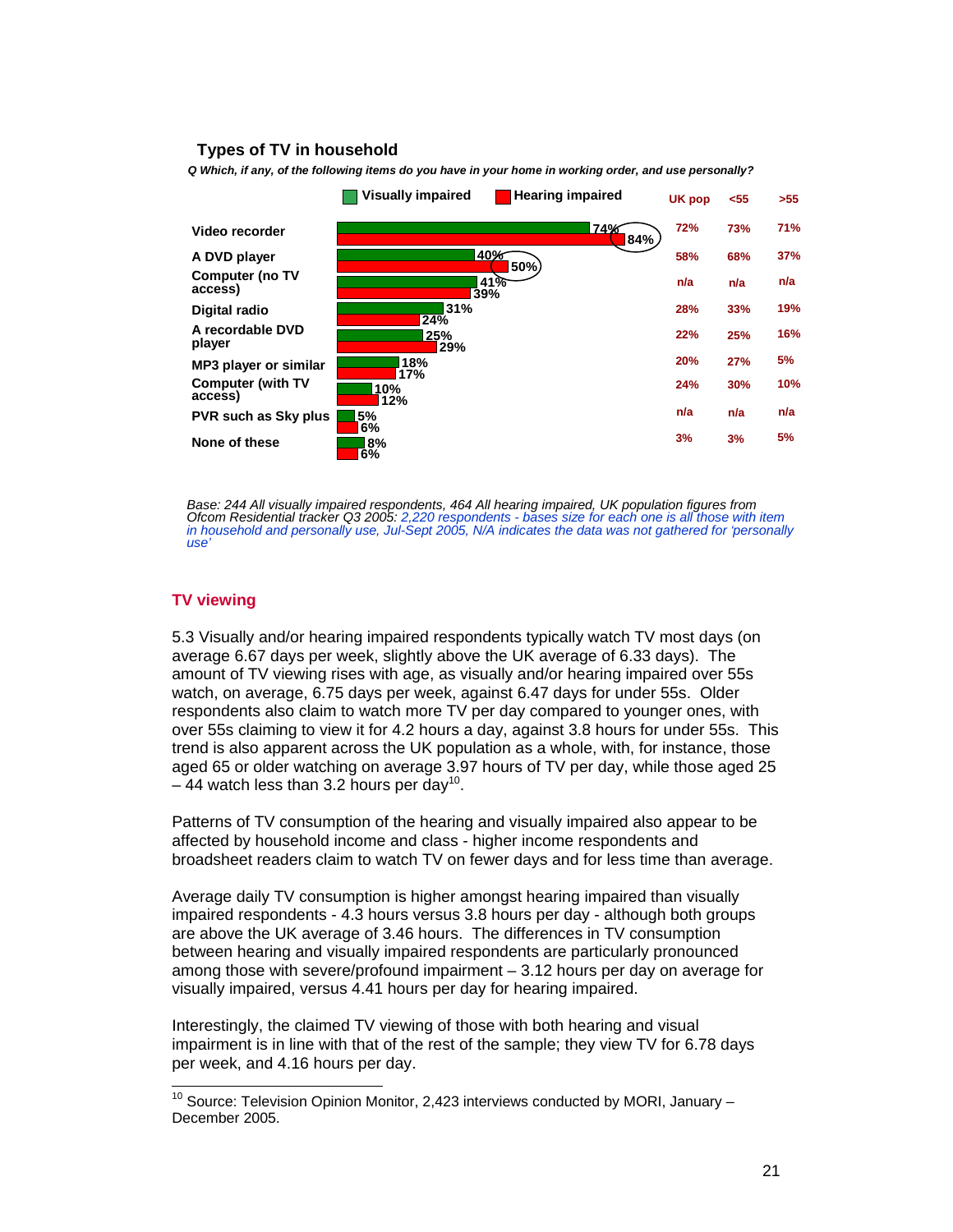**Types of TV in household**

*Q Which, if any, of the following items do you have in your home in working order, and use personally?*

| | Visually impaired | Hearing impaired | UK pop | <55 | >55 |
|---|---|---|---|---|---|
| Video recorder | 74% | 84% | 72% | 73% | 71% |
| A DVD player | 40% | 50% | 58% | 68% | 37% |
| Computer (no TV access) | 41% | 39% | n/a | n/a | n/a |
| Digital radio | 31% | 24% | 28% | 33% | 19% |
| A recordable DVD player | 25% | 29% | 22% | 25% | 16% |
| MP3 player or similar | 18% | 17% | 20% | 27% | 5% |
| Computer (with TV access) | 10% | 12% | 24% | 30% | 10% |
| PVR such as Sky plus | 5% | 6% | n/a | n/a | n/a |
| None of these | 8% | 6% | 3% | 3% | 5% |

*Base: 244 All visually impaired respondents, 464 All hearing impaired, UK population figures from Ofcom Residential tracker Q3 2005: 2,220 respondents - bases size for each one is all those with item in household and personally use, Jul-Sept 2005, N/A indicates the data was not gathered for 'personally use'*

## TV viewing

5.3 Visually and/or hearing impaired respondents typically watch TV most days (on average 6.67 days per week, slightly above the UK average of 6.33 days). The amount of TV viewing rises with age, as visually and/or hearing impaired over 55s watch, on average, 6.75 days per week, against 6.47 days for under 55s. Older respondents also claim to watch more TV per day compared to younger ones, with over 55s claiming to view it for 4.2 hours a day, against 3.8 hours for under 55s. This trend is also apparent across the UK population as a whole, with, for instance, those aged 65 or older watching on average 3.97 hours of TV per day, while those aged 25 – 44 watch less than 3.2 hours per day[10].

Patterns of TV consumption of the hearing and visually impaired also appear to be affected by household income and class - higher income respondents and broadsheet readers claim to watch TV on fewer days and for less time than average.

Average daily TV consumption is higher amongst hearing impaired than visually impaired respondents - 4.3 hours versus 3.8 hours per day - although both groups are above the UK average of 3.46 hours. The differences in TV consumption between hearing and visually impaired respondents are particularly pronounced among those with severe/profound impairment – 3.12 hours per day on average for visually impaired, versus 4.41 hours per day for hearing impaired.

Interestingly, the claimed TV viewing of those with both hearing and visual impairment is in line with that of the rest of the sample; they view TV for 6.78 days per week, and 4.16 hours per day.

---

[10] Source: Television Opinion Monitor, 2,423 interviews conducted by MORI, January – December 2005.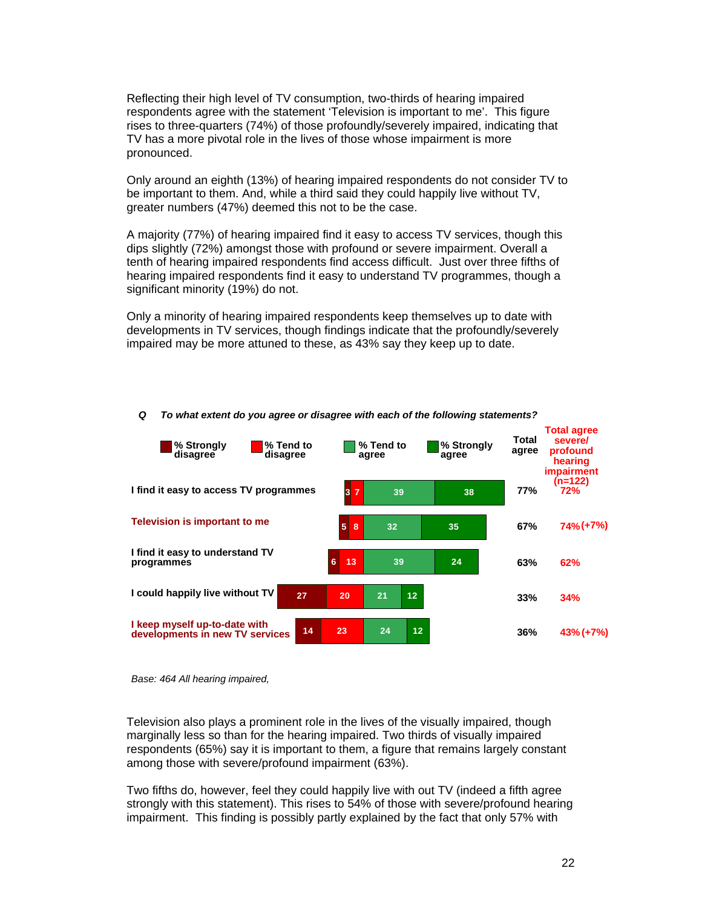Reflecting their high level of TV consumption, two-thirds of hearing impaired respondents agree with the statement 'Television is important to me'. This figure rises to three-quarters (74%) of those profoundly/severely impaired, indicating that TV has a more pivotal role in the lives of those whose impairment is more pronounced.

Only around an eighth (13%) of hearing impaired respondents do not consider TV to be important to them. And, while a third said they could happily live without TV, greater numbers (47%) deemed this not to be the case.

A majority (77%) of hearing impaired find it easy to access TV services, though this dips slightly (72%) amongst those with profound or severe impairment. Overall a tenth of hearing impaired respondents find access difficult. Just over three fifths of hearing impaired respondents find it easy to understand TV programmes, though a significant minority (19%) do not.

Only a minority of hearing impaired respondents keep themselves up to date with developments in TV services, though findings indicate that the profoundly/severely impaired may be more attuned to these, as 43% say they keep up to date.

*Q To what extent do you agree or disagree with each of the following statements?*

| Statement | % Strongly disagree | % Tend to disagree | % Tend to agree | % Strongly agree | Total agree | Total agree severe/ profound hearing impairment (n=122) |
|---|---|---|---|---|---|---|
| I find it easy to access TV programmes | 3 | 7 | 39 | 38 | 77% | 72% |
| Television is important to me | 5 | 8 | 32 | 35 | 67% | 74% (+7%) |
| I find it easy to understand TV programmes | 6 | 13 | 39 | 24 | 63% | 62% |
| I could happily live without TV | 27 | 20 | 21 | 12 | 33% | 34% |
| I keep myself up-to-date with developments in new TV services | 14 | 23 | 24 | 12 | 36% | 43% (+7%) |

*Base: 464 All hearing impaired,*

Television also plays a prominent role in the lives of the visually impaired, though marginally less so than for the hearing impaired. Two thirds of visually impaired respondents (65%) say it is important to them, a figure that remains largely constant among those with severe/profound impairment (63%).

Two fifths do, however, feel they could happily live with out TV (indeed a fifth agree strongly with this statement). This rises to 54% of those with severe/profound hearing impairment. This finding is possibly partly explained by the fact that only 57% with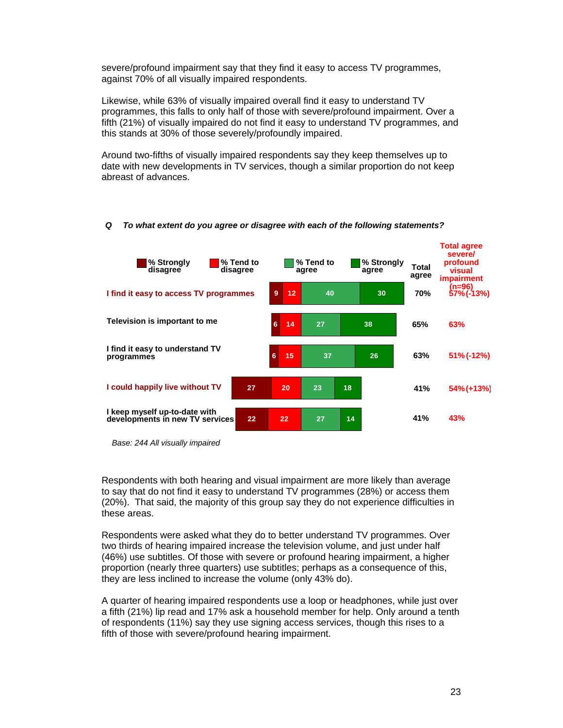severe/profound impairment say that they find it easy to access TV programmes, against 70% of all visually impaired respondents.

Likewise, while 63% of visually impaired overall find it easy to understand TV programmes, this falls to only half of those with severe/profound impairment. Over a fifth (21%) of visually impaired do not find it easy to understand TV programmes, and this stands at 30% of those severely/profoundly impaired.

Around two-fifths of visually impaired respondents say they keep themselves up to date with new developments in TV services, though a similar proportion do not keep abreast of advances.

***Q To what extent do you agree or disagree with each of the following statements?***

| | % Strongly disagree | % Tend to disagree | % Tend to agree | % Strongly agree | Total agree | Total agree severe/ profound visual impairment (n=96) |
|---|---|---|---|---|---|---|
| I find it easy to access TV programmes | 9 | 12 | 40 | 30 | 70% | 57% (-13%) |
| Television is important to me | 6 | 14 | 27 | 38 | 65% | 63% |
| I find it easy to understand TV programmes | 6 | 15 | 37 | 26 | 63% | 51% (-12%) |
| I could happily live without TV | 27 | 20 | 23 | 18 | 41% | 54% (+13%) |
| I keep myself up-to-date with developments in new TV services | 22 | 22 | 27 | 14 | 41% | 43% |

*Base: 244 All visually impaired*

Respondents with both hearing and visual impairment are more likely than average to say that do not find it easy to understand TV programmes (28%) or access them (20%). That said, the majority of this group say they do not experience difficulties in these areas.

Respondents were asked what they do to better understand TV programmes. Over two thirds of hearing impaired increase the television volume, and just under half (46%) use subtitles. Of those with severe or profound hearing impairment, a higher proportion (nearly three quarters) use subtitles; perhaps as a consequence of this, they are less inclined to increase the volume (only 43% do).

A quarter of hearing impaired respondents use a loop or headphones, while just over a fifth (21%) lip read and 17% ask a household member for help. Only around a tenth of respondents (11%) say they use signing access services, though this rises to a fifth of those with severe/profound hearing impairment.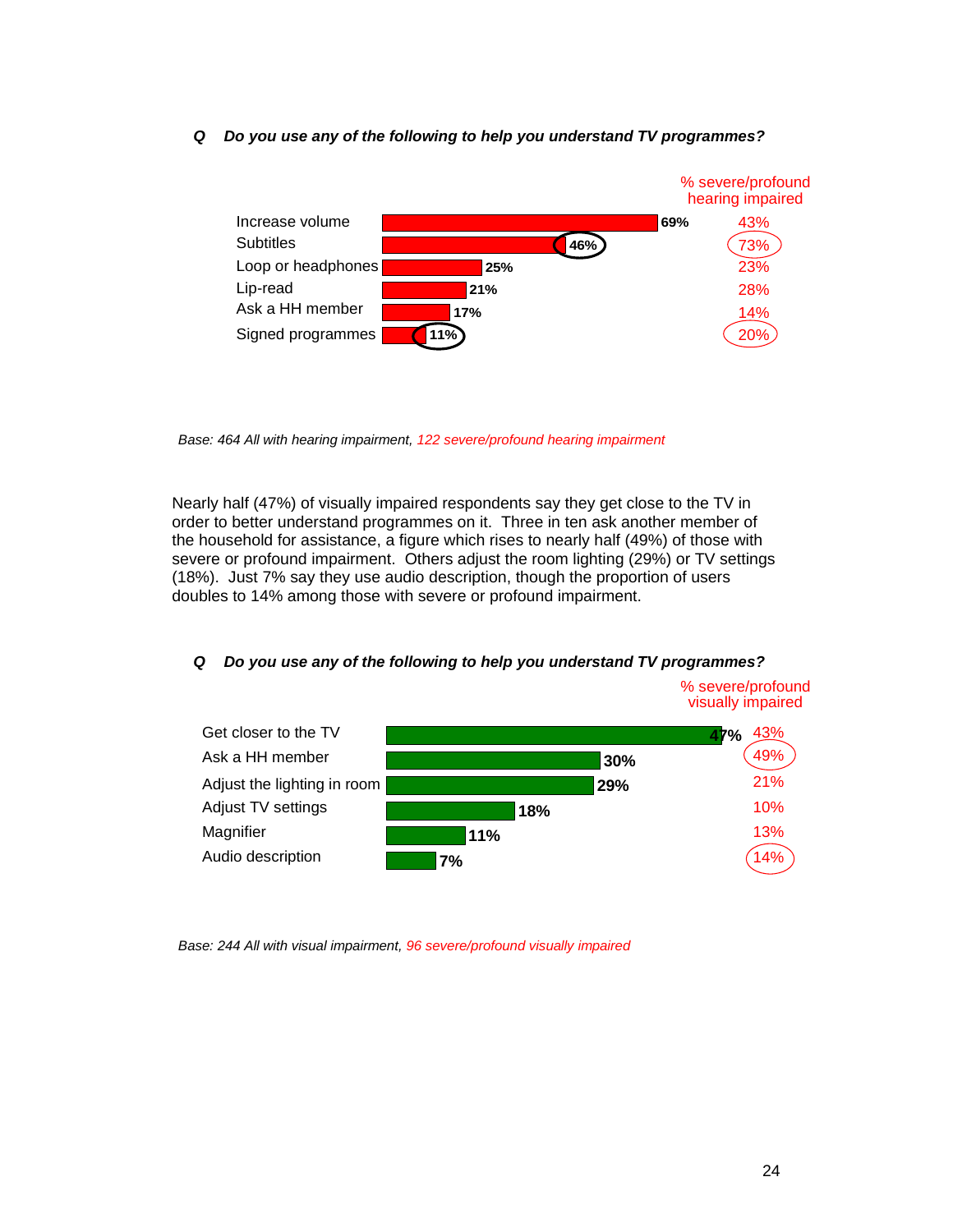**Q Do you use any of the following to help you understand TV programmes?**

| | All with hearing impairment | % severe/profound hearing impaired |
|---|---|---|
| Increase volume | 69% | 43% |
| Subtitles | 46% | 73% |
| Loop or headphones | 25% | 23% |
| Lip-read | 21% | 28% |
| Ask a HH member | 17% | 14% |
| Signed programmes | 11% | 20% |

*Base: 464 All with hearing impairment, 122 severe/profound hearing impairment*

Nearly half (47%) of visually impaired respondents say they get close to the TV in order to better understand programmes on it. Three in ten ask another member of the household for assistance, a figure which rises to nearly half (49%) of those with severe or profound impairment. Others adjust the room lighting (29%) or TV settings (18%). Just 7% say they use audio description, though the proportion of users doubles to 14% among those with severe or profound impairment.

**Q Do you use any of the following to help you understand TV programmes?**

| | All with visual impairment | % severe/profound visually impaired |
|---|---|---|
| Get closer to the TV | 47% | 43% |
| Ask a HH member | 30% | 49% |
| Adjust the lighting in room | 29% | 21% |
| Adjust TV settings | 18% | 10% |
| Magnifier | 11% | 13% |
| Audio description | 7% | 14% |

*Base: 244 All with visual impairment, 96 severe/profound visually impaired*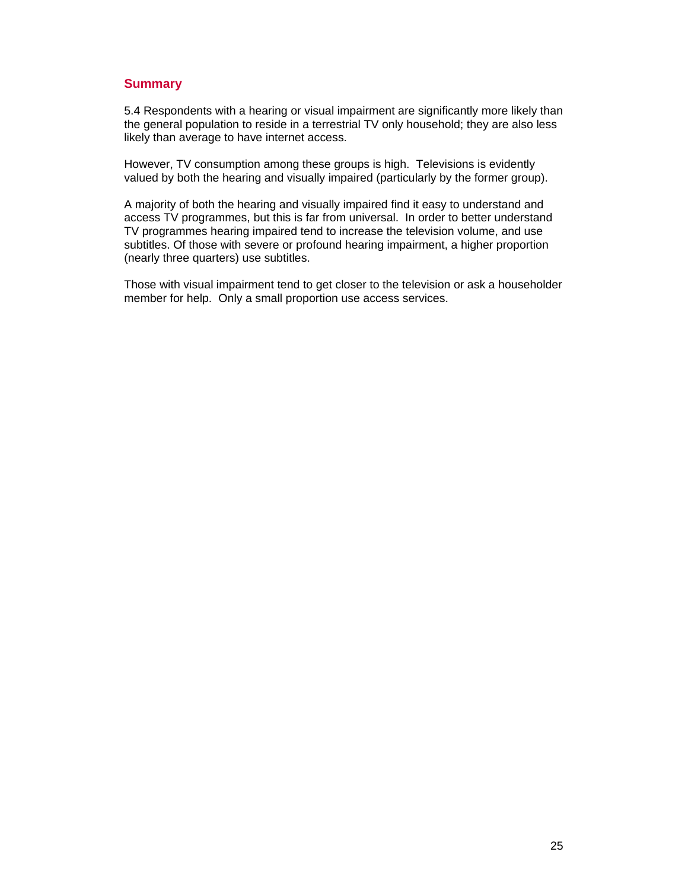## Summary

5.4 Respondents with a hearing or visual impairment are significantly more likely than the general population to reside in a terrestrial TV only household; they are also less likely than average to have internet access.

However, TV consumption among these groups is high. Televisions is evidently valued by both the hearing and visually impaired (particularly by the former group).

A majority of both the hearing and visually impaired find it easy to understand and access TV programmes, but this is far from universal. In order to better understand TV programmes hearing impaired tend to increase the television volume, and use subtitles. Of those with severe or profound hearing impairment, a higher proportion (nearly three quarters) use subtitles.

Those with visual impairment tend to get closer to the television or ask a householder member for help. Only a small proportion use access services.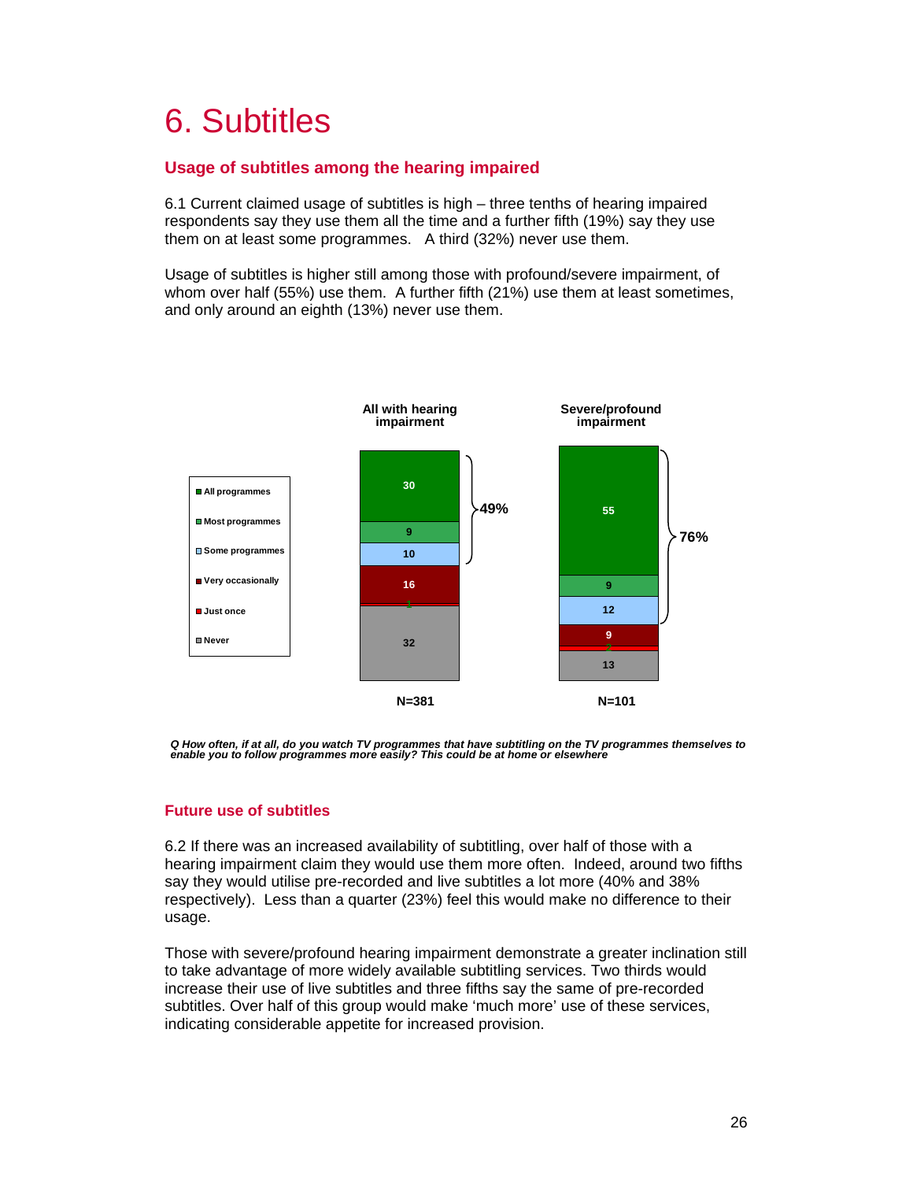# 6. Subtitles

## Usage of subtitles among the hearing impaired

6.1 Current claimed usage of subtitles is high – three tenths of hearing impaired respondents say they use them all the time and a further fifth (19%) say they use them on at least some programmes. A third (32%) never use them.

Usage of subtitles is higher still among those with profound/severe impairment, of whom over half (55%) use them. A further fifth (21%) use them at least sometimes, and only around an eighth (13%) never use them.

| | All with hearing impairment | Severe/profound impairment |
|---|---|---|
| All programmes | 30 | 55 |
| Most programmes | 9 | 9 |
| Some programmes | 10 | 12 |
| Very occasionally | 16 | 9 |
| Just once | 1 | 2 |
| Never | 32 | 13 |
| All/Most/Some programmes | 49% | 76% |
| | N=381 | N=101 |

*Q How often, if at all, do you watch TV programmes that have subtitling on the TV programmes themselves to enable you to follow programmes more easily? This could be at home or elsewhere*

## Future use of subtitles

6.2 If there was an increased availability of subtitling, over half of those with a hearing impairment claim they would use them more often. Indeed, around two fifths say they would utilise pre-recorded and live subtitles a lot more (40% and 38% respectively). Less than a quarter (23%) feel this would make no difference to their usage.

Those with severe/profound hearing impairment demonstrate a greater inclination still to take advantage of more widely available subtitling services. Two thirds would increase their use of live subtitles and three fifths say the same of pre-recorded subtitles. Over half of this group would make 'much more' use of these services, indicating considerable appetite for increased provision.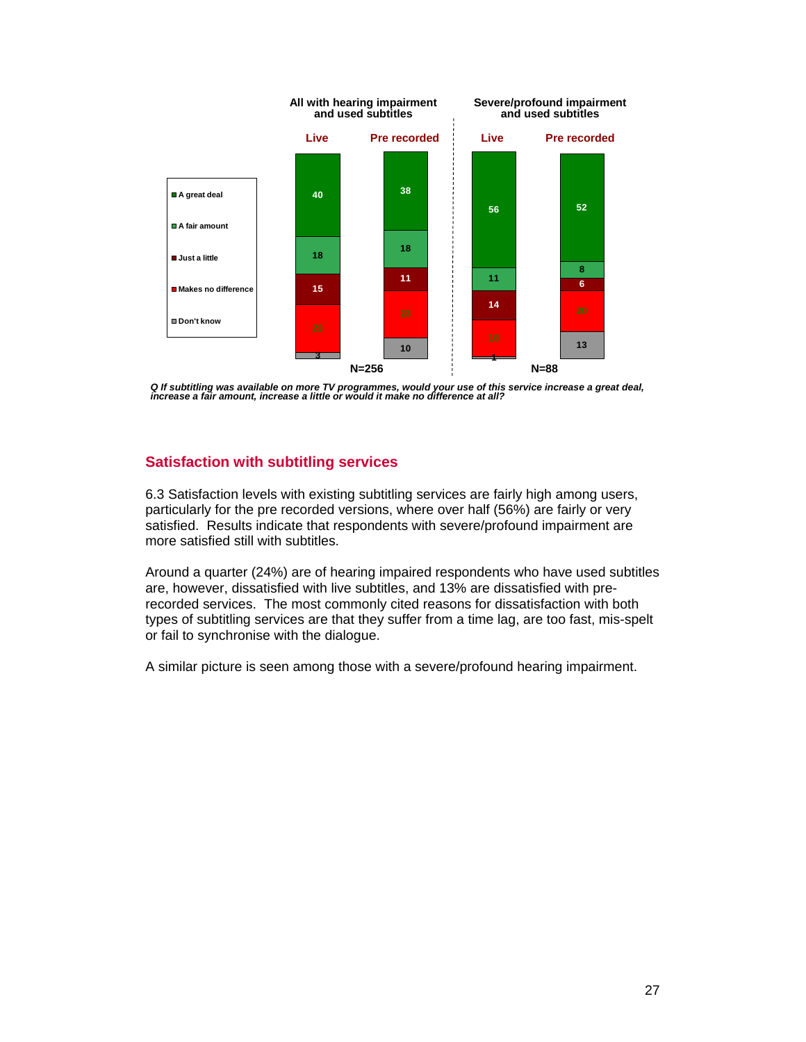| | All with hearing impairment and used subtitles | | Severe/profound impairment and used subtitles | |
|---|---|---|---|---|
| | Live | Pre recorded | Live | Pre recorded |
| A great deal | 40 | 38 | 56 | 52 |
| A fair amount | 18 | 18 | 11 | 8 |
| Just a little | 15 | 11 | 14 | 6 |
| Makes no difference | 23 | 23 | 18 | 20 |
| Don't know | 3 | 10 | 1 | 13 |
| | N=256 | | N=88 | |

*Q If subtitling was available on more TV programmes, would your use of this service increase a great deal, increase a fair amount, increase a little or would it make no difference at all?*

## Satisfaction with subtitling services

6.3 Satisfaction levels with existing subtitling services are fairly high among users, particularly for the pre recorded versions, where over half (56%) are fairly or very satisfied. Results indicate that respondents with severe/profound impairment are more satisfied still with subtitles.

Around a quarter (24%) are of hearing impaired respondents who have used subtitles are, however, dissatisfied with live subtitles, and 13% are dissatisfied with pre-recorded services. The most commonly cited reasons for dissatisfaction with both types of subtitling services are that they suffer from a time lag, are too fast, mis-spelt or fail to synchronise with the dialogue.

A similar picture is seen among those with a severe/profound hearing impairment.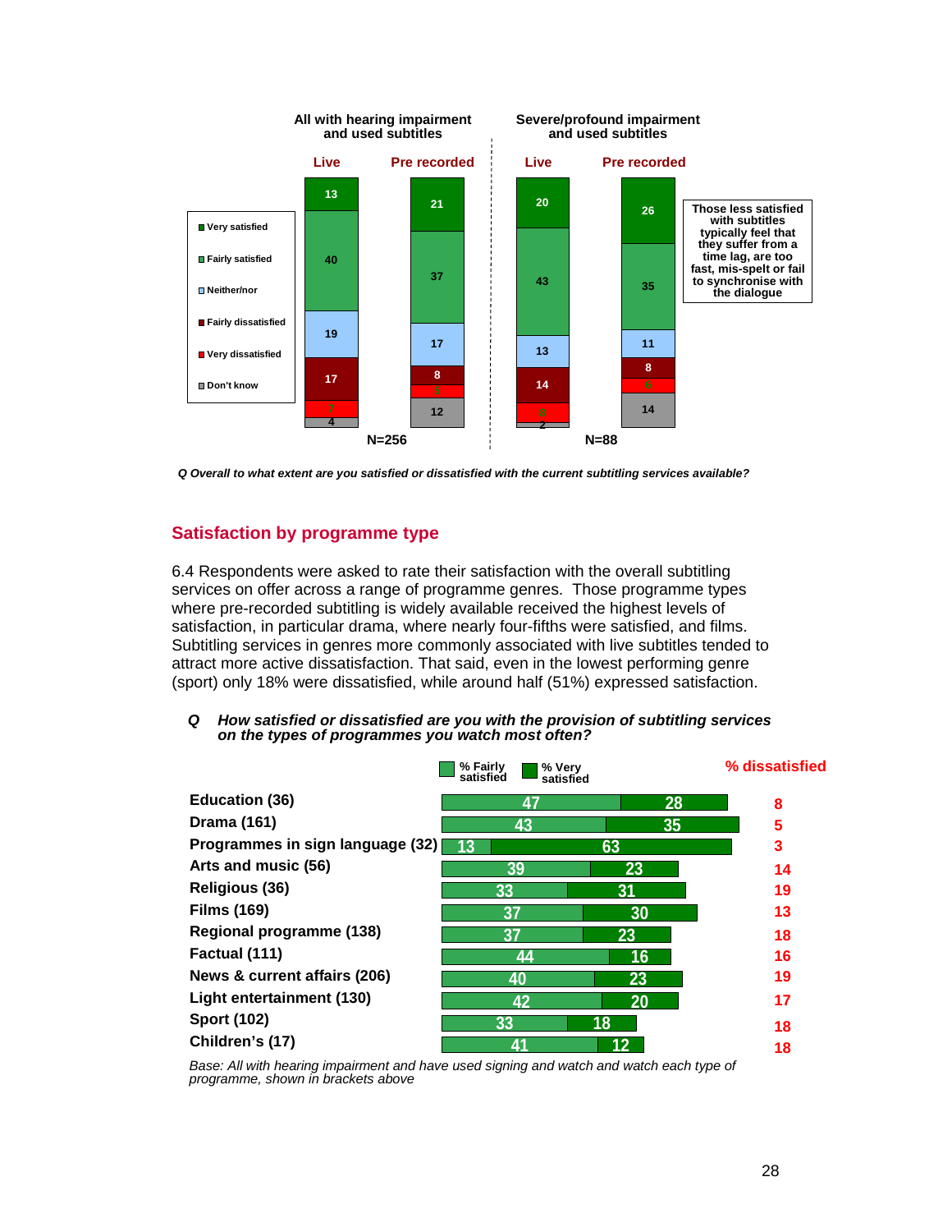| | All with hearing impairment and used subtitles – Live | All with hearing impairment and used subtitles – Pre recorded | Severe/profound impairment and used subtitles – Live | Severe/profound impairment and used subtitles – Pre recorded |
|---|---|---|---|---|
| Very satisfied | 13 | 21 | 20 | 26 |
| Fairly satisfied | 40 | 37 | 43 | 35 |
| Neither/nor | 19 | 17 | 13 | 11 |
| Fairly dissatisfied | 17 | 8 | 14 | 8 |
| Very dissatisfied | 7 | 5 | 8 | 6 |
| Don't know | 4 | 12 | 2 | 14 |
| | N=256 | | N=88 | |

Those less satisfied with subtitles typically feel that they suffer from a time lag, are too fast, mis-spelt or fail to synchronise with the dialogue

*Q Overall to what extent are you satisfied or dissatisfied with the current subtitling services available?*

## Satisfaction by programme type

6.4 Respondents were asked to rate their satisfaction with the overall subtitling services on offer across a range of programme genres. Those programme types where pre-recorded subtitling is widely available received the highest levels of satisfaction, in particular drama, where nearly four-fifths were satisfied, and films. Subtitling services in genres more commonly associated with live subtitles tended to attract more active dissatisfaction. That said, even in the lowest performing genre (sport) only 18% were dissatisfied, while around half (51%) expressed satisfaction.

***Q How satisfied or dissatisfied are you with the provision of subtitling services on the types of programmes you watch most often?***

| | % Fairly satisfied | % Very satisfied | % dissatisfied |
|---|---|---|---|
| Education (36) | 47 | 28 | 8 |
| Drama (161) | 43 | 35 | 5 |
| Programmes in sign language (32) | 13 | 63 | 3 |
| Arts and music (56) | 39 | 23 | 14 |
| Religious (36) | 33 | 31 | 19 |
| Films (169) | 37 | 30 | 13 |
| Regional programme (138) | 37 | 23 | 18 |
| Factual (111) | 44 | 16 | 16 |
| News & current affairs (206) | 40 | 23 | 19 |
| Light entertainment (130) | 42 | 20 | 17 |
| Sport (102) | 33 | 18 | 18 |
| Children's (17) | 41 | 12 | 18 |

*Base: All with hearing impairment and have used signing and watch and watch each type of programme, shown in brackets above*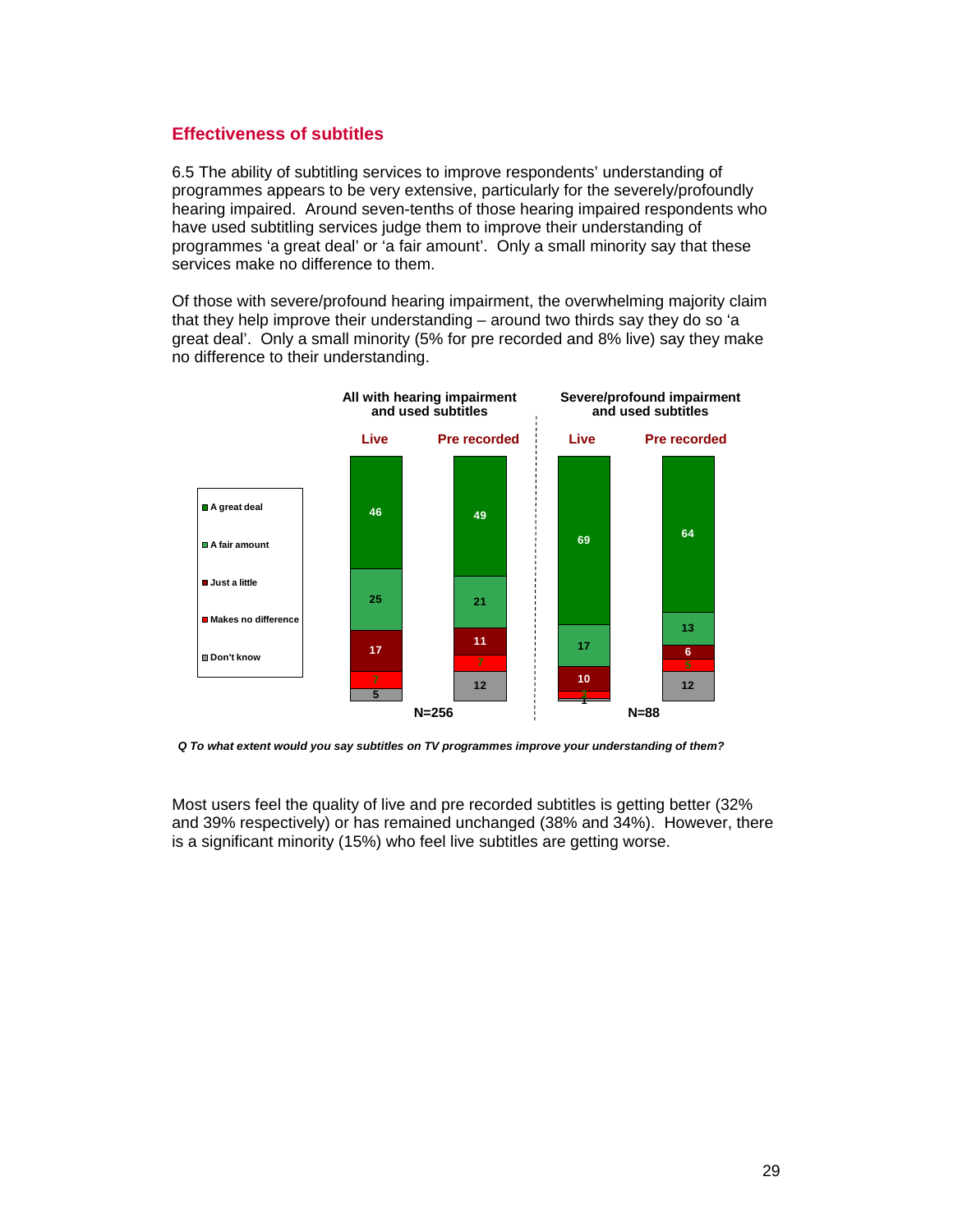## Effectiveness of subtitles

6.5 The ability of subtitling services to improve respondents' understanding of programmes appears to be very extensive, particularly for the severely/profoundly hearing impaired. Around seven-tenths of those hearing impaired respondents who have used subtitling services judge them to improve their understanding of programmes 'a great deal' or 'a fair amount'. Only a small minority say that these services make no difference to them.

Of those with severe/profound hearing impairment, the overwhelming majority claim that they help improve their understanding – around two thirds say they do so 'a great deal'. Only a small minority (5% for pre recorded and 8% live) say they make no difference to their understanding.

| | All with hearing impairment and used subtitles | | Severe/profound impairment and used subtitles | |
|---|---|---|---|---|
| | Live | Pre recorded | Live | Pre recorded |
| A great deal | 46 | 49 | 69 | 64 |
| A fair amount | 25 | 21 | 17 | 13 |
| Just a little | 17 | 11 | 10 | 6 |
| Makes no difference | 7 | 7 | 3 | 5 |
| Don't know | 5 | 12 | 1 | 12 |
| | N=256 | | N=88 | |

*Q To what extent would you say subtitles on TV programmes improve your understanding of them?*

Most users feel the quality of live and pre recorded subtitles is getting better (32% and 39% respectively) or has remained unchanged (38% and 34%). However, there is a significant minority (15%) who feel live subtitles are getting worse.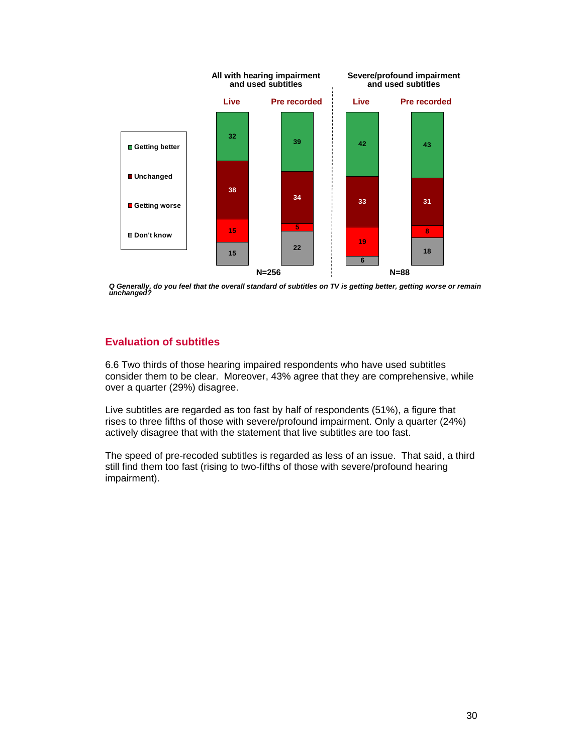| | All with hearing impairment and used subtitles | | Severe/profound impairment and used subtitles | |
|---|---|---|---|---|
| | Live | Pre recorded | Live | Pre recorded |
| Getting better | 32 | 39 | 42 | 43 |
| Unchanged | 38 | 34 | 33 | 31 |
| Getting worse | 15 | 5 | 19 | 8 |
| Don't know | 15 | 22 | 6 | 18 |
| | N=256 | | N=88 | |

*Q Generally, do you feel that the overall standard of subtitles on TV is getting better, getting worse or remain unchanged?*

## Evaluation of subtitles

6.6 Two thirds of those hearing impaired respondents who have used subtitles consider them to be clear. Moreover, 43% agree that they are comprehensive, while over a quarter (29%) disagree.

Live subtitles are regarded as too fast by half of respondents (51%), a figure that rises to three fifths of those with severe/profound impairment. Only a quarter (24%) actively disagree that with the statement that live subtitles are too fast.

The speed of pre-recoded subtitles is regarded as less of an issue. That said, a third still find them too fast (rising to two-fifths of those with severe/profound hearing impairment).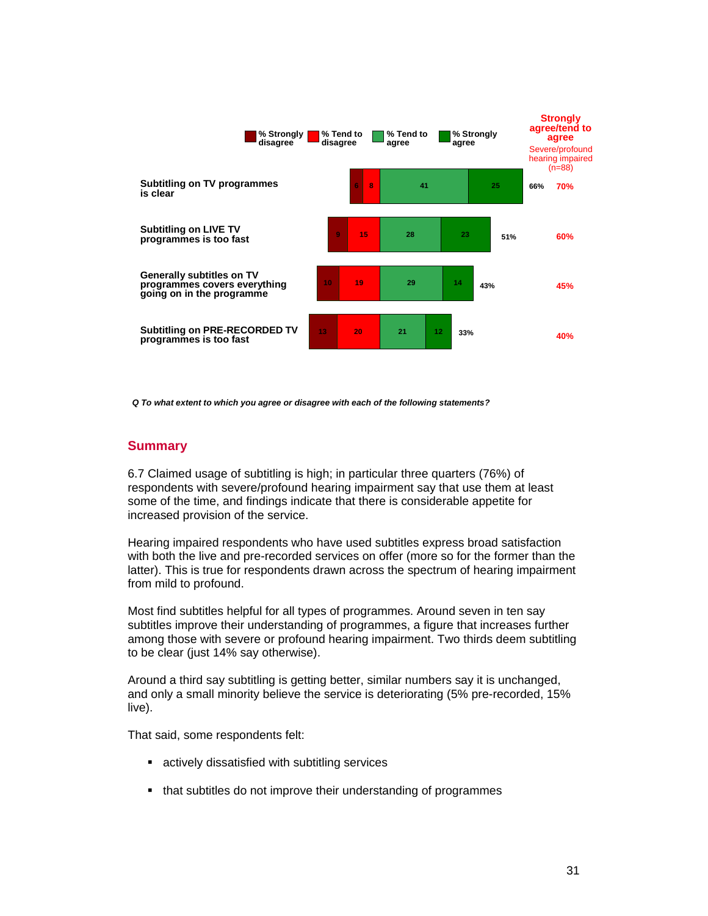| | % Strongly disagree | % Tend to disagree | % Tend to agree | % Strongly agree | Strongly agree/tend to agree | Severe/profound hearing impaired (n=88) |
|---|---|---|---|---|---|---|
| Subtitling on TV programmes is clear | 6 | 8 | 41 | 25 | 66% | 70% |
| Subtitling on LIVE TV programmes is too fast | 9 | 15 | 28 | 23 | 51% | 60% |
| Generally subtitles on TV programmes covers everything going on in the programme | 10 | 19 | 29 | 14 | 43% | 45% |
| Subtitling on PRE-RECORDED TV programmes is too fast | 13 | 20 | 21 | 12 | 33% | 40% |

***Q To what extent to which you agree or disagree with each of the following statements?***

## Summary

6.7 Claimed usage of subtitling is high; in particular three quarters (76%) of respondents with severe/profound hearing impairment say that use them at least some of the time, and findings indicate that there is considerable appetite for increased provision of the service.

Hearing impaired respondents who have used subtitles express broad satisfaction with both the live and pre-recorded services on offer (more so for the former than the latter). This is true for respondents drawn across the spectrum of hearing impairment from mild to profound.

Most find subtitles helpful for all types of programmes. Around seven in ten say subtitles improve their understanding of programmes, a figure that increases further among those with severe or profound hearing impairment. Two thirds deem subtitling to be clear (just 14% say otherwise).

Around a third say subtitling is getting better, similar numbers say it is unchanged, and only a small minority believe the service is deteriorating (5% pre-recorded, 15% live).

That said, some respondents felt:

- actively dissatisfied with subtitling services
- that subtitles do not improve their understanding of programmes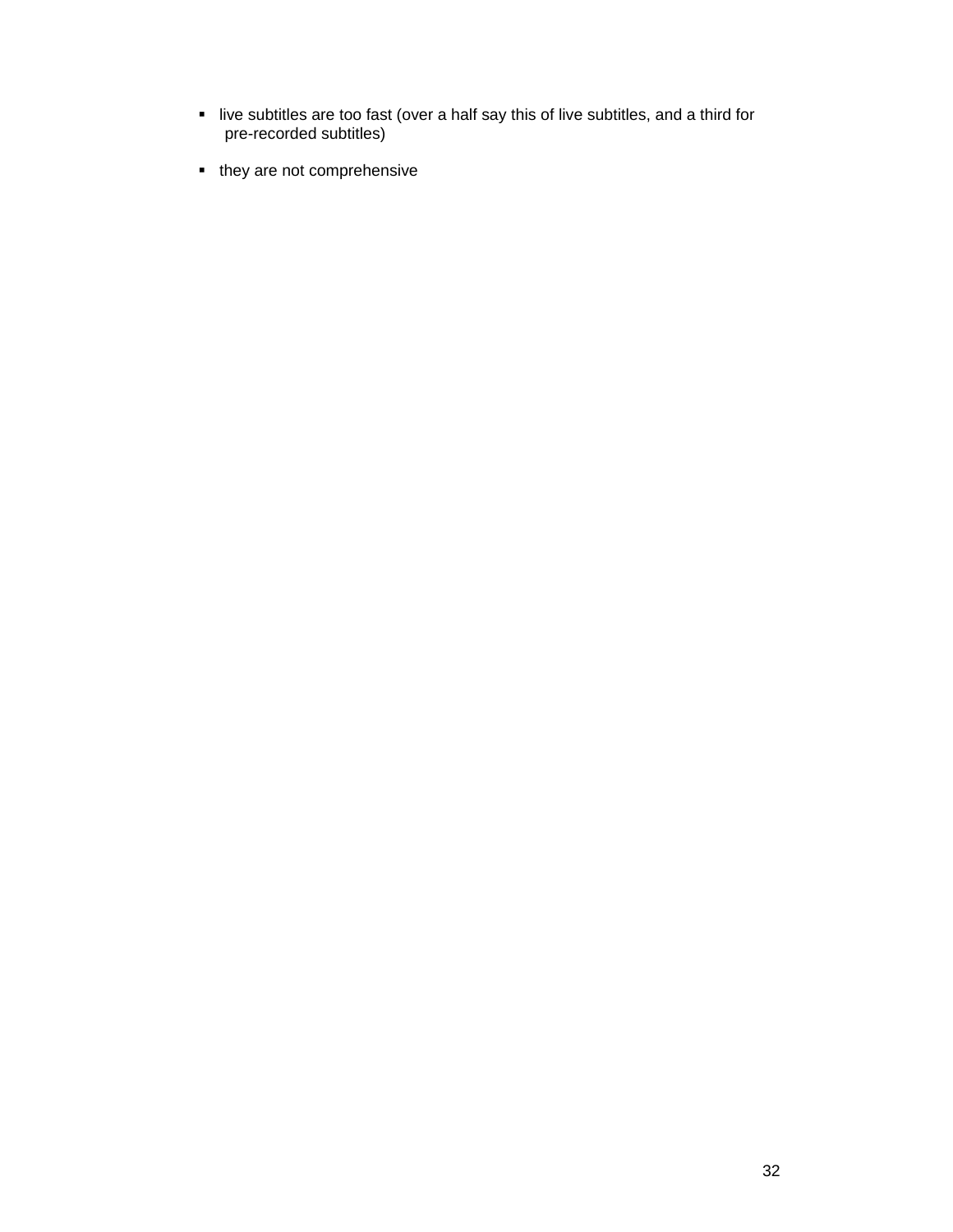- live subtitles are too fast (over a half say this of live subtitles, and a third for pre-recorded subtitles)
- they are not comprehensive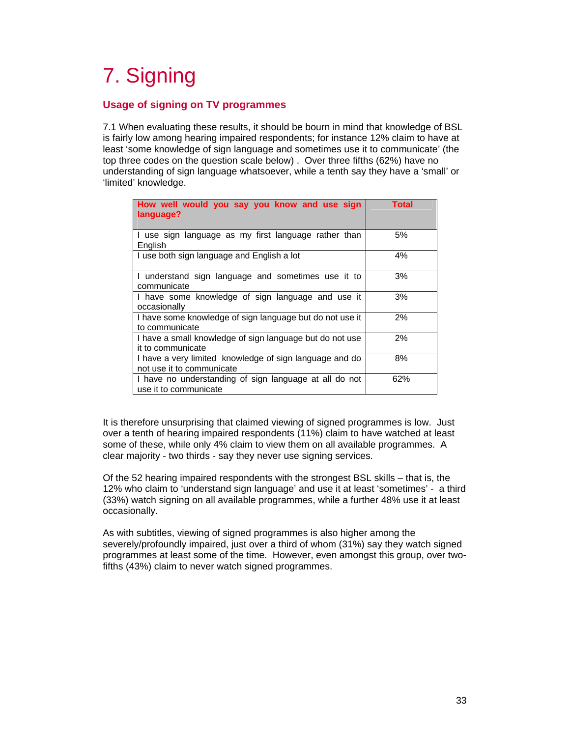# 7. Signing

## Usage of signing on TV programmes

7.1 When evaluating these results, it should be bourn in mind that knowledge of BSL is fairly low among hearing impaired respondents; for instance 12% claim to have at least 'some knowledge of sign language and sometimes use it to communicate' (the top three codes on the question scale below) . Over three fifths (62%) have no understanding of sign language whatsoever, while a tenth say they have a 'small' or 'limited' knowledge.

| How well would you say you know and use sign language? | Total |
|---|---|
| I use sign language as my first language rather than English | 5% |
| I use both sign language and English a lot | 4% |
| I understand sign language and sometimes use it to communicate | 3% |
| I have some knowledge of sign language and use it occasionally | 3% |
| I have some knowledge of sign language but do not use it to communicate | 2% |
| I have a small knowledge of sign language but do not use it to communicate | 2% |
| I have a very limited knowledge of sign language and do not use it to communicate | 8% |
| I have no understanding of sign language at all do not use it to communicate | 62% |

It is therefore unsurprising that claimed viewing of signed programmes is low. Just over a tenth of hearing impaired respondents (11%) claim to have watched at least some of these, while only 4% claim to view them on all available programmes. A clear majority - two thirds - say they never use signing services.

Of the 52 hearing impaired respondents with the strongest BSL skills – that is, the 12% who claim to 'understand sign language' and use it at least 'sometimes' - a third (33%) watch signing on all available programmes, while a further 48% use it at least occasionally.

As with subtitles, viewing of signed programmes is also higher among the severely/profoundly impaired, just over a third of whom (31%) say they watch signed programmes at least some of the time. However, even amongst this group, over two-fifths (43%) claim to never watch signed programmes.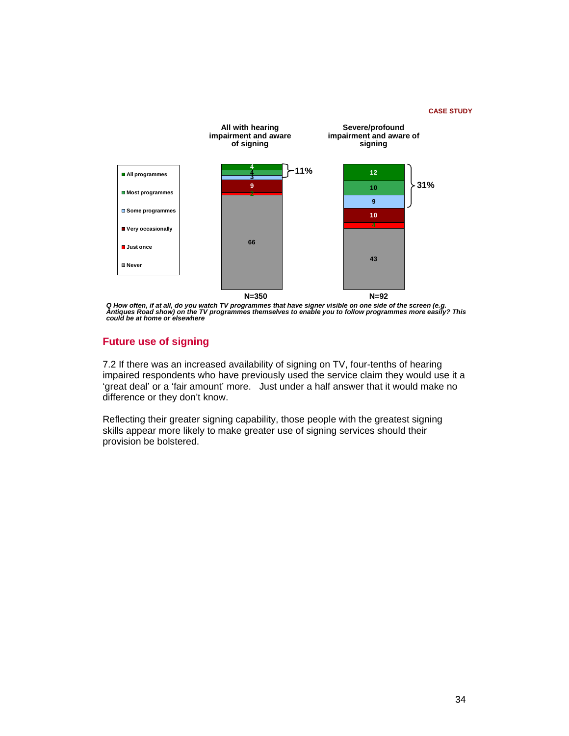CASE STUDY

| | All with hearing impairment and aware of signing | Severe/profound impairment and aware of signing |
|---|---|---|
| All programmes | 4 | 12 |
| Most programmes | 4 | 10 |
| Some programmes | 3 | 9 |
| Very occasionally | 9 | 10 |
| Just once | 2 | 4 |
| Never | 66 | 43 |
| All/Most/Some programmes | 11% | 31% |
| Base | N=350 | N=92 |

*Q How often, if at all, do you watch TV programmes that have signer visible on one side of the screen (e.g. Antiques Road show) on the TV programmes themselves to enable you to follow programmes more easily? This could be at home or elsewhere*

## Future use of signing

7.2 If there was an increased availability of signing on TV, four-tenths of hearing impaired respondents who have previously used the service claim they would use it a 'great deal' or a 'fair amount' more. Just under a half answer that it would make no difference or they don't know.

Reflecting their greater signing capability, those people with the greatest signing skills appear more likely to make greater use of signing services should their provision be bolstered.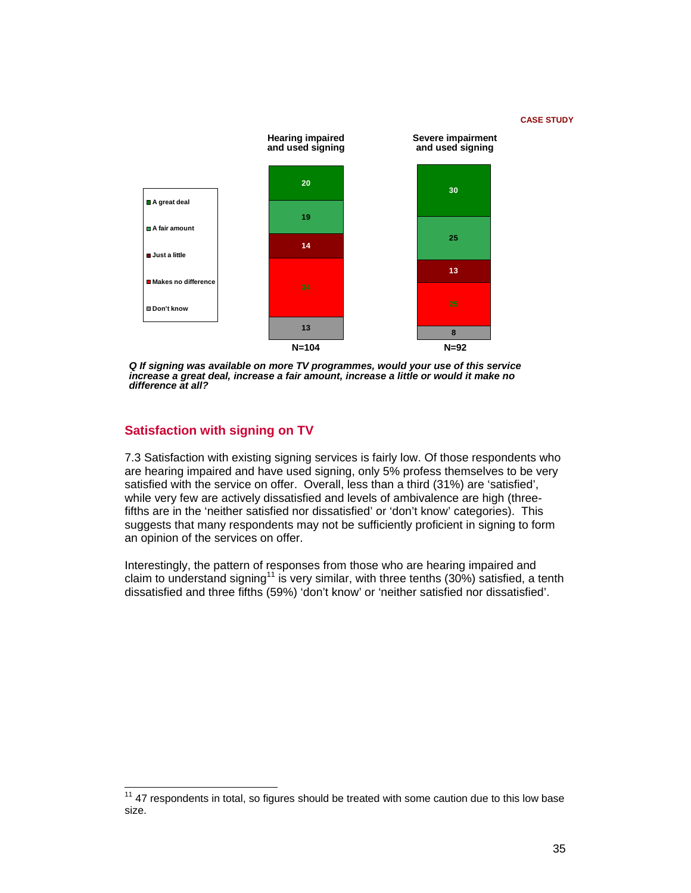CASE STUDY

| | Hearing impaired and used signing | Severe impairment and used signing |
|---|---|---|
| A great deal | 20 | 30 |
| A fair amount | 19 | 25 |
| Just a little | 14 | 13 |
| Makes no difference | 34 | 25 |
| Don't know | 13 | 8 |
| | N=104 | N=92 |

***Q If signing was available on more TV programmes, would your use of this service increase a great deal, increase a fair amount, increase a little or would it make no difference at all?***

## Satisfaction with signing on TV

7.3 Satisfaction with existing signing services is fairly low. Of those respondents who are hearing impaired and have used signing, only 5% profess themselves to be very satisfied with the service on offer. Overall, less than a third (31%) are 'satisfied', while very few are actively dissatisfied and levels of ambivalence are high (three-fifths are in the 'neither satisfied nor dissatisfied' or 'don't know' categories). This suggests that many respondents may not be sufficiently proficient in signing to form an opinion of the services on offer.

Interestingly, the pattern of responses from those who are hearing impaired and claim to understand signing[11] is very similar, with three tenths (30%) satisfied, a tenth dissatisfied and three fifths (59%) 'don't know' or 'neither satisfied nor dissatisfied'.

[11] 47 respondents in total, so figures should be treated with some caution due to this low base size.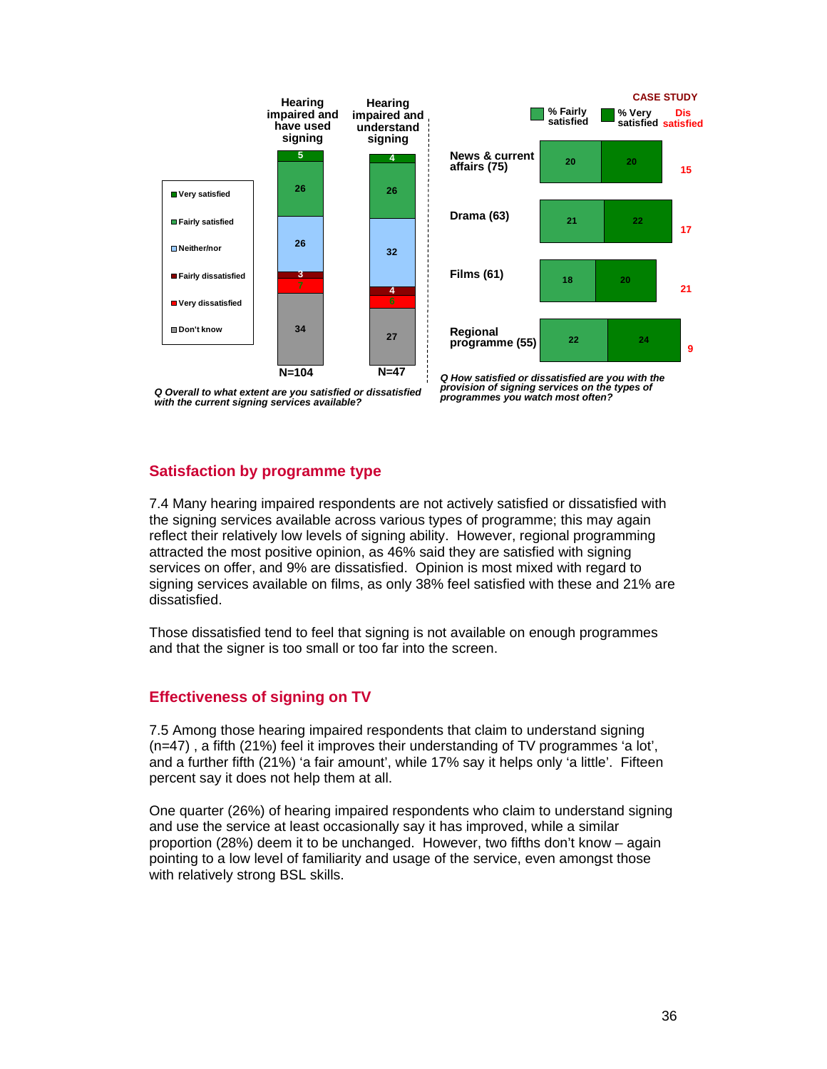| | Hearing impaired and have used signing | Hearing impaired and understand signing |
|---|---|---|
| Very satisfied | 5 | 4 |
| Fairly satisfied | 26 | 26 |
| Neither/nor | 26 | 32 |
| Fairly dissatisfied | 3 | 4 |
| Very dissatisfied | 7 | 6 |
| Don't know | 34 | 27 |
| | N=104 | N=47 |

*Q Overall to what extent are you satisfied or dissatisfied with the current signing services available?*

CASE STUDY

| | % Fairly satisfied | % Very satisfied | Dis satisfied |
|---|---|---|---|
| News & current affairs (75) | 20 | 20 | 15 |
| Drama (63) | 21 | 22 | 17 |
| Films (61) | 18 | 20 | 21 |
| Regional programme (55) | 22 | 24 | 9 |

*Q How satisfied or dissatisfied are you with the provision of signing services on the types of programmes you watch most often?*

## Satisfaction by programme type

7.4 Many hearing impaired respondents are not actively satisfied or dissatisfied with the signing services available across various types of programme; this may again reflect their relatively low levels of signing ability. However, regional programming attracted the most positive opinion, as 46% said they are satisfied with signing services on offer, and 9% are dissatisfied. Opinion is most mixed with regard to signing services available on films, as only 38% feel satisfied with these and 21% are dissatisfied.

Those dissatisfied tend to feel that signing is not available on enough programmes and that the signer is too small or too far into the screen.

## Effectiveness of signing on TV

7.5 Among those hearing impaired respondents that claim to understand signing (n=47) , a fifth (21%) feel it improves their understanding of TV programmes 'a lot', and a further fifth (21%) 'a fair amount', while 17% say it helps only 'a little'. Fifteen percent say it does not help them at all.

One quarter (26%) of hearing impaired respondents who claim to understand signing and use the service at least occasionally say it has improved, while a similar proportion (28%) deem it to be unchanged. However, two fifths don't know – again pointing to a low level of familiarity and usage of the service, even amongst those with relatively strong BSL skills.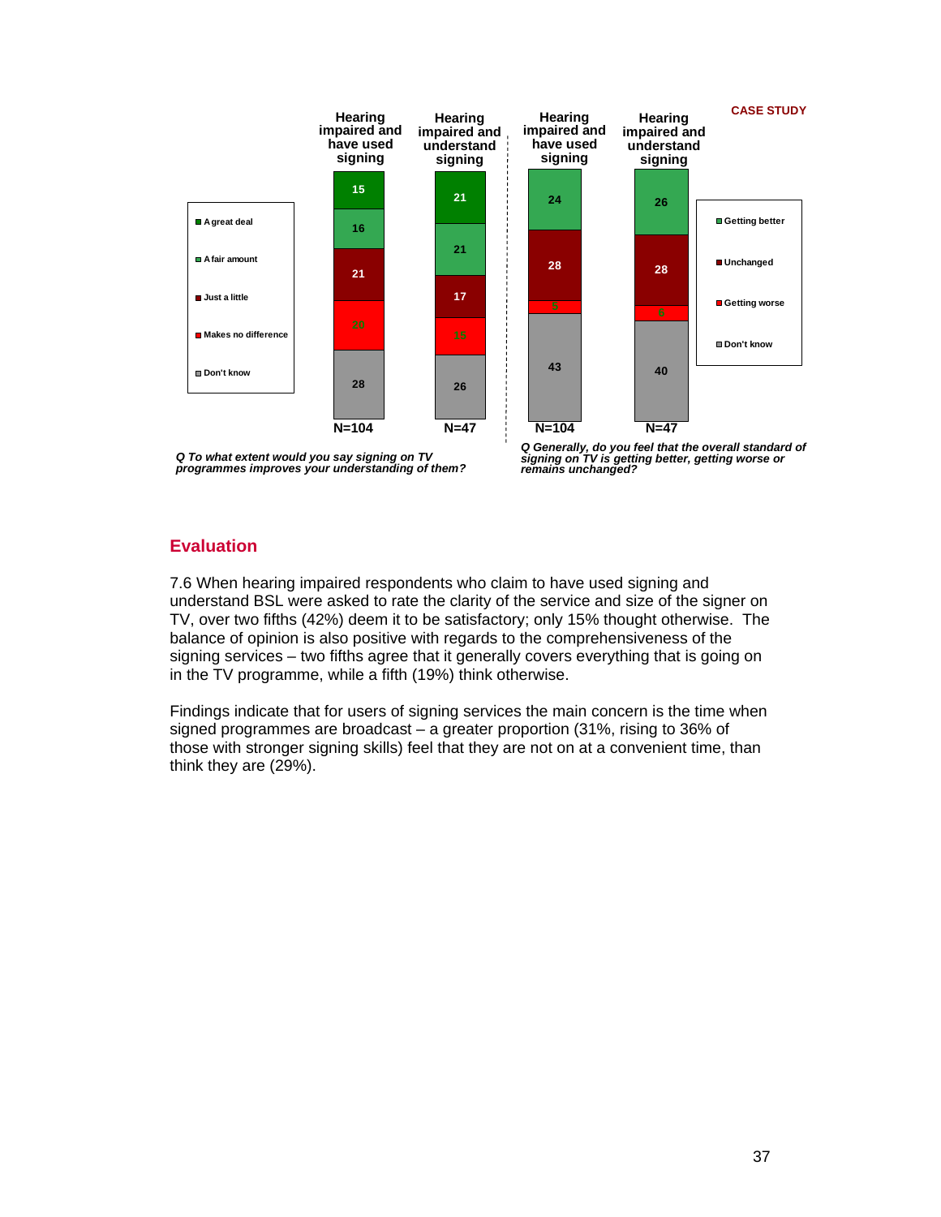**CASE STUDY**

**Q To what extent would you say signing on TV programmes improves your understanding of them?**

| | Hearing impaired and have used signing (N=104) | Hearing impaired and understand signing (N=47) |
|---|---|---|
| A great deal | 15 | 21 |
| A fair amount | 16 | 21 |
| Just a little | 21 | 17 |
| Makes no difference | 20 | 15 |
| Don't know | 28 | 26 |

**Q Generally, do you feel that the overall standard of signing on TV is getting better, getting worse or remains unchanged?**

| | Hearing impaired and have used signing (N=104) | Hearing impaired and understand signing (N=47) |
|---|---|---|
| Getting better | 24 | 26 |
| Unchanged | 28 | 28 |
| Getting worse | 5 | 6 |
| Don't know | 43 | 40 |

## Evaluation

7.6 When hearing impaired respondents who claim to have used signing and understand BSL were asked to rate the clarity of the service and size of the signer on TV, over two fifths (42%) deem it to be satisfactory; only 15% thought otherwise. The balance of opinion is also positive with regards to the comprehensiveness of the signing services – two fifths agree that it generally covers everything that is going on in the TV programme, while a fifth (19%) think otherwise.

Findings indicate that for users of signing services the main concern is the time when signed programmes are broadcast – a greater proportion (31%, rising to 36% of those with stronger signing skills) feel that they are not on at a convenient time, than think they are (29%).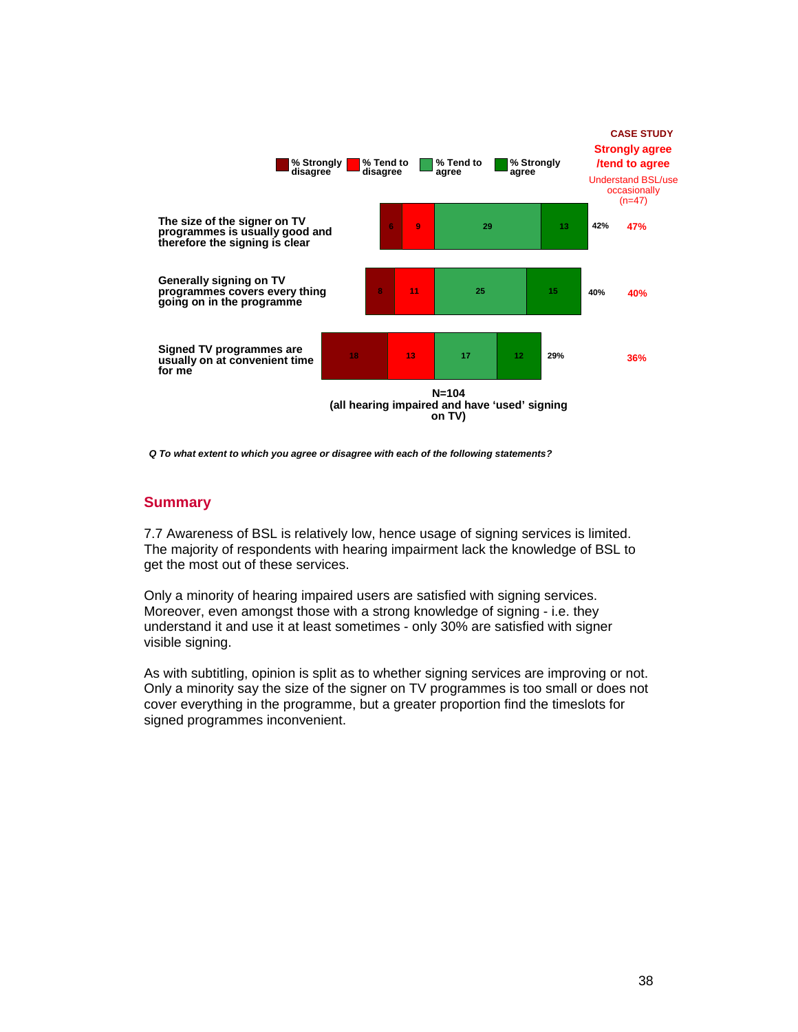| | % Strongly disagree | % Tend to disagree | % Tend to agree | % Strongly agree | | CASE STUDY Strongly agree /tend to agree Understand BSL/use occasionally (n=47) |
|---|---|---|---|---|---|---|
| The size of the signer on TV programmes is usually good and therefore the signing is clear | 6 | 9 | 29 | 13 | 42% | 47% |
| Generally signing on TV programmes covers every thing going on in the programme | 8 | 11 | 25 | 15 | 40% | 40% |
| Signed TV programmes are usually on at convenient time for me | 18 | 13 | 17 | 12 | 29% | 36% |

N=104
(all hearing impaired and have 'used' signing on TV)

***Q To what extent to which you agree or disagree with each of the following statements?***

## Summary

7.7 Awareness of BSL is relatively low, hence usage of signing services is limited. The majority of respondents with hearing impairment lack the knowledge of BSL to get the most out of these services.

Only a minority of hearing impaired users are satisfied with signing services. Moreover, even amongst those with a strong knowledge of signing - i.e. they understand it and use it at least sometimes - only 30% are satisfied with signer visible signing.

As with subtitling, opinion is split as to whether signing services are improving or not. Only a minority say the size of the signer on TV programmes is too small or does not cover everything in the programme, but a greater proportion find the timeslots for signed programmes inconvenient.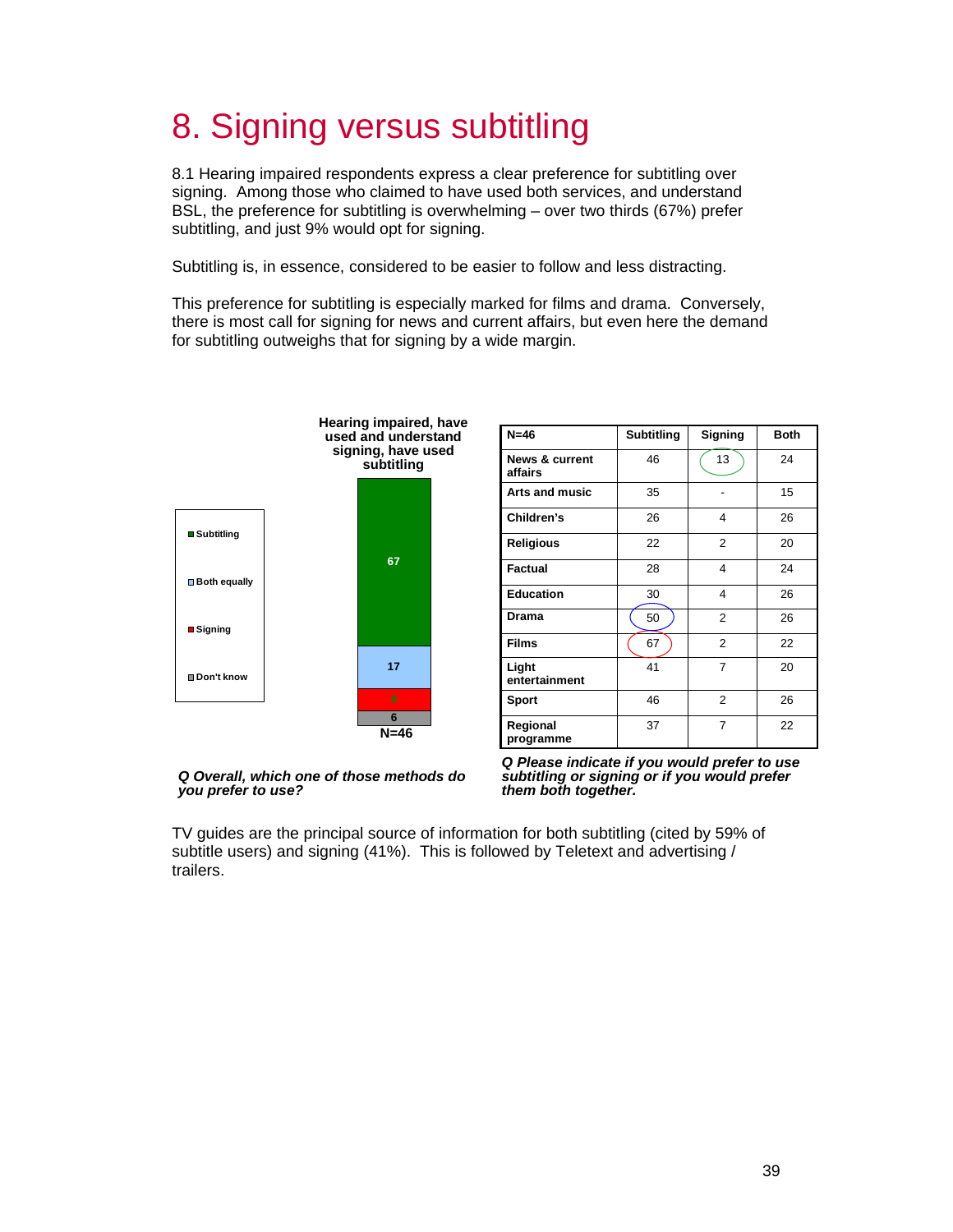# 8. Signing versus subtitling

8.1 Hearing impaired respondents express a clear preference for subtitling over signing. Among those who claimed to have used both services, and understand BSL, the preference for subtitling is overwhelming – over two thirds (67%) prefer subtitling, and just 9% would opt for signing.

Subtitling is, in essence, considered to be easier to follow and less distracting.

This preference for subtitling is especially marked for films and drama. Conversely, there is most call for signing for news and current affairs, but even here the demand for subtitling outweighs that for signing by a wide margin.

**Hearing impaired, have used and understand signing, have used subtitling**

| | % |
|---|---|
| Subtitling | 67 |
| Both equally | 17 |
| Signing | 9 |
| Don't know | 6 |

N=46

*Q Overall, which one of those methods do you prefer to use?*

| N=46 | Subtitling | Signing | Both |
|---|---|---|---|
| News & current affairs | 46 | 13 | 24 |
| Arts and music | 35 | - | 15 |
| Children's | 26 | 4 | 26 |
| Religious | 22 | 2 | 20 |
| Factual | 28 | 4 | 24 |
| Education | 30 | 4 | 26 |
| Drama | 50 | 2 | 26 |
| Films | 67 | 2 | 22 |
| Light entertainment | 41 | 7 | 20 |
| Sport | 46 | 2 | 26 |
| Regional programme | 37 | 7 | 22 |

*Q Please indicate if you would prefer to use subtitling or signing or if you would prefer them both together.*

TV guides are the principal source of information for both subtitling (cited by 59% of subtitle users) and signing (41%). This is followed by Teletext and advertising / trailers.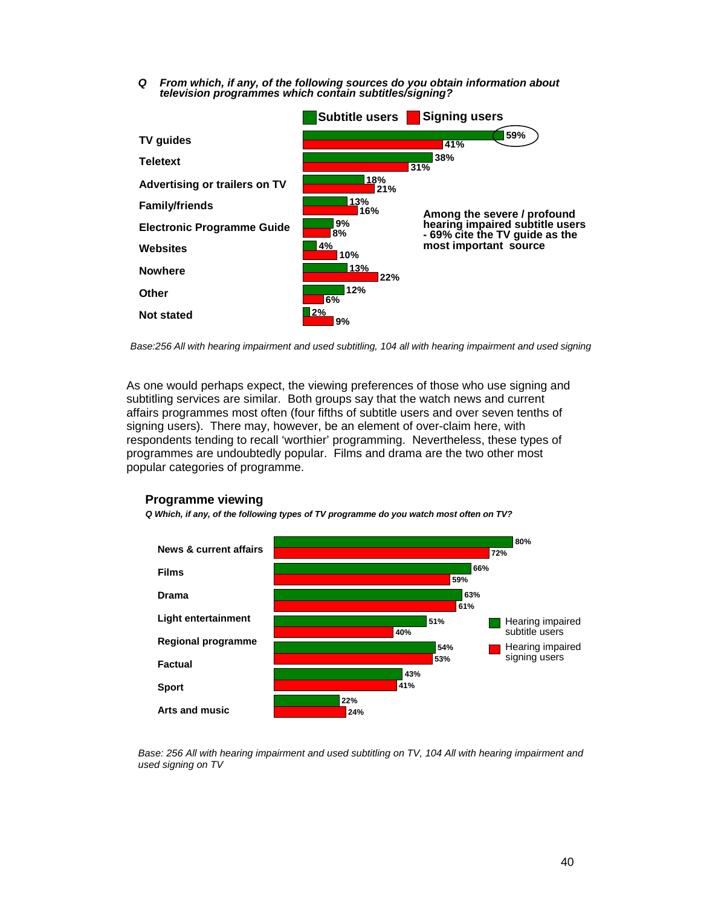*Q From which, if any, of the following sources do you obtain information about television programmes which contain subtitles/signing?*

| | Subtitle users | Signing users |
|---|---|---|
| TV guides | 59% | 41% |
| Teletext | 38% | 31% |
| Advertising or trailers on TV | 18% | 21% |
| Family/friends | 13% | 16% |
| Electronic Programme Guide | 9% | 8% |
| Websites | 4% | 10% |
| Nowhere | 13% | 22% |
| Other | 12% | 6% |
| Not stated | 2% | 9% |

**Among the severe / profound hearing impaired subtitle users - 69% cite the TV guide as the most important source**

*Base:256 All with hearing impairment and used subtitling, 104 all with hearing impairment and used signing*

As one would perhaps expect, the viewing preferences of those who use signing and subtitling services are similar. Both groups say that the watch news and current affairs programmes most often (four fifths of subtitle users and over seven tenths of signing users). There may, however, be an element of over-claim here, with respondents tending to recall 'worthier' programming. Nevertheless, these types of programmes are undoubtedly popular. Films and drama are the two other most popular categories of programme.

### Programme viewing

*Q Which, if any, of the following types of TV programme do you watch most often on TV?*

| | Hearing impaired subtitle users | Hearing impaired signing users |
|---|---|---|
| News & current affairs | 80% | 72% |
| Films | 66% | 59% |
| Drama | 63% | 61% |
| Light entertainment | 51% | 40% |
| Regional programme | 54% | 53% |
| Factual | 43% | 41% |
| Sport | 22% | 24% |
| Arts and music | | |

*Base: 256 All with hearing impairment and used subtitling on TV, 104 All with hearing impairment and used signing on TV*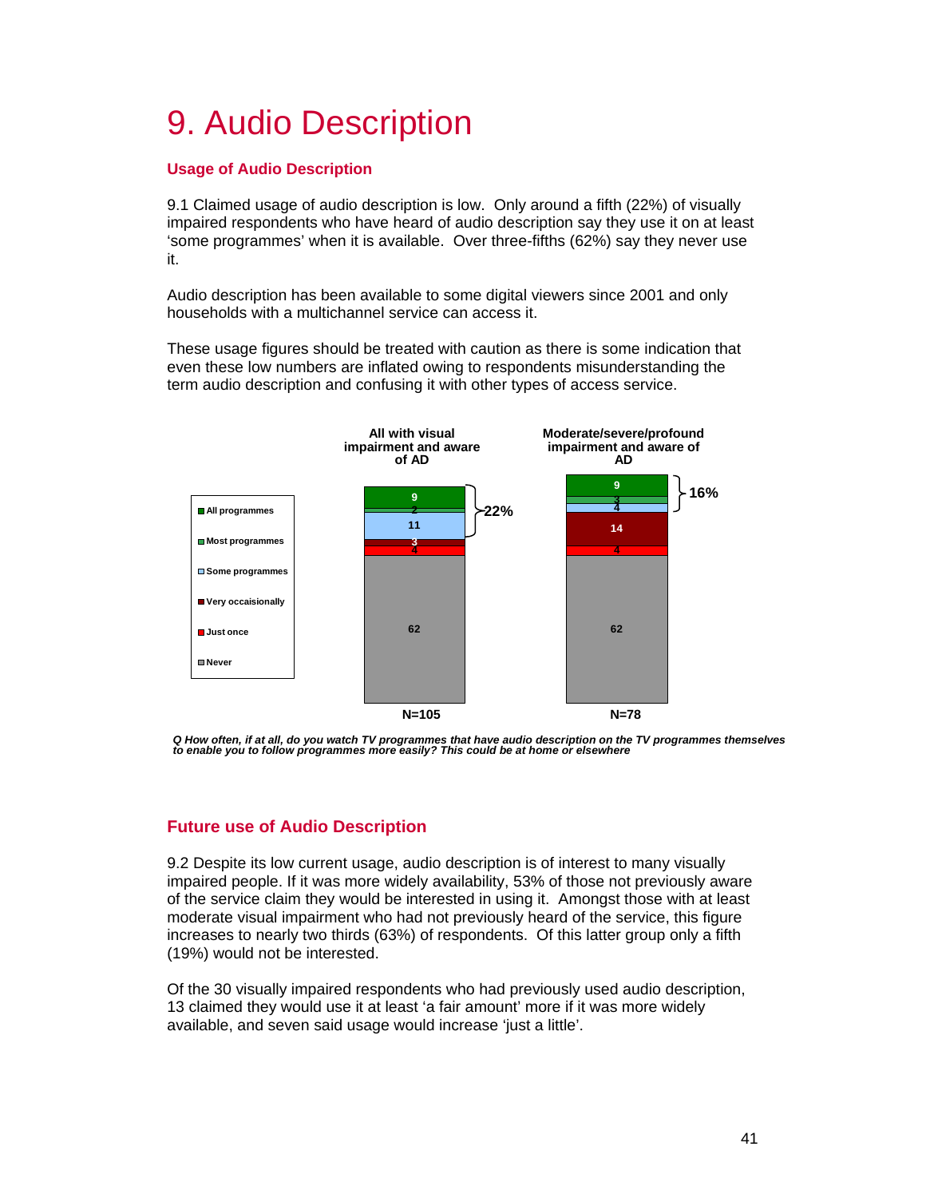# 9. Audio Description

### Usage of Audio Description

9.1 Claimed usage of audio description is low. Only around a fifth (22%) of visually impaired respondents who have heard of audio description say they use it on at least 'some programmes' when it is available. Over three-fifths (62%) say they never use it.

Audio description has been available to some digital viewers since 2001 and only households with a multichannel service can access it.

These usage figures should be treated with caution as there is some indication that even these low numbers are inflated owing to respondents misunderstanding the term audio description and confusing it with other types of access service.

| | All with visual impairment and aware of AD | Moderate/severe/profound impairment and aware of AD |
|---|---|---|
| All programmes | 9 | 9 |
| Most programmes | 2 | 3 |
| Some programmes | 11 | 4 |
| *At least some programmes* | *22%* | *16%* |
| Very occasionally | 3 | 14 |
| Just once | 4 | 4 |
| Never | 62 | 62 |
| | N=105 | N=78 |

*Q How often, if at all, do you watch TV programmes that have audio description on the TV programmes themselves to enable you to follow programmes more easily? This could be at home or elsewhere*

## Future use of Audio Description

9.2 Despite its low current usage, audio description is of interest to many visually impaired people. If it was more widely availability, 53% of those not previously aware of the service claim they would be interested in using it. Amongst those with at least moderate visual impairment who had not previously heard of the service, this figure increases to nearly two thirds (63%) of respondents. Of this latter group only a fifth (19%) would not be interested.

Of the 30 visually impaired respondents who had previously used audio description, 13 claimed they would use it at least 'a fair amount' more if it was more widely available, and seven said usage would increase 'just a little'.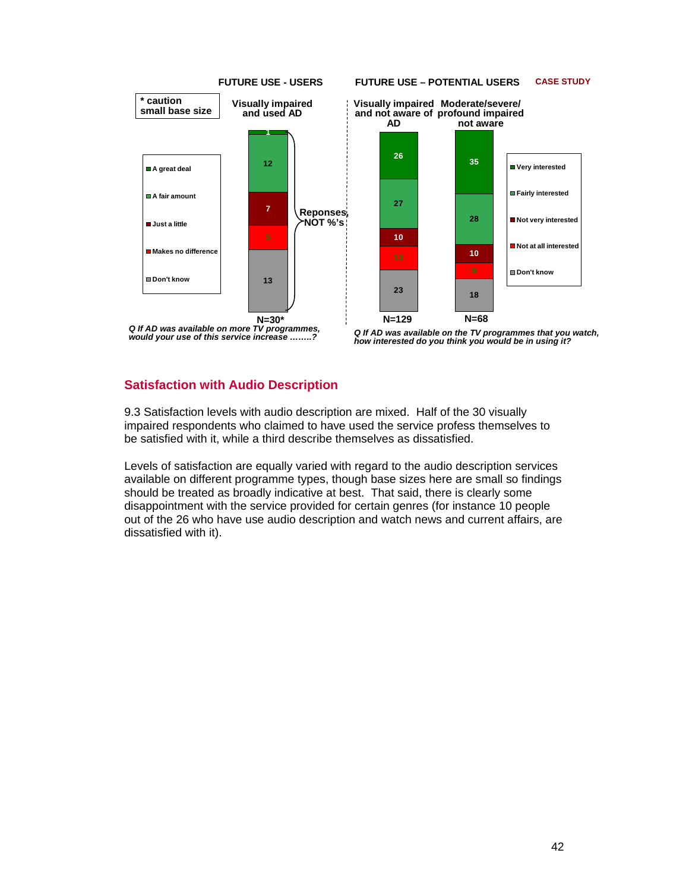FUTURE USE - USERS

FUTURE USE – POTENTIAL USERS

CASE STUDY

\* caution small base size

**Visually impaired and used AD** (N=30*) — Reponses NOT %'s

| Response | Count |
|---|---|
| A great deal | 1 |
| A fair amount | 12 |
| Just a little | 7 |
| Makes no difference | 5 |
| Don't know | 13 |

*Q If AD was available on more TV programmes, would your use of this service increase ……..?*

| Response | Visually impaired and not aware of AD (N=129) | Moderate/severe/ profound impaired not aware (N=68) |
|---|---|---|
| Very interested | 26 | 35 |
| Fairly interested | 27 | 28 |
| Not very interested | 10 | 10 |
| Not at all interested | 13 | 8 |
| Don't know | 23 | 18 |

*Q If AD was available on the TV programmes that you watch, how interested do you think you would be in using it?*

## Satisfaction with Audio Description

9.3 Satisfaction levels with audio description are mixed. Half of the 30 visually impaired respondents who claimed to have used the service profess themselves to be satisfied with it, while a third describe themselves as dissatisfied.

Levels of satisfaction are equally varied with regard to the audio description services available on different programme types, though base sizes here are small so findings should be treated as broadly indicative at best. That said, there is clearly some disappointment with the service provided for certain genres (for instance 10 people out of the 26 who have use audio description and watch news and current affairs, are dissatisfied with it).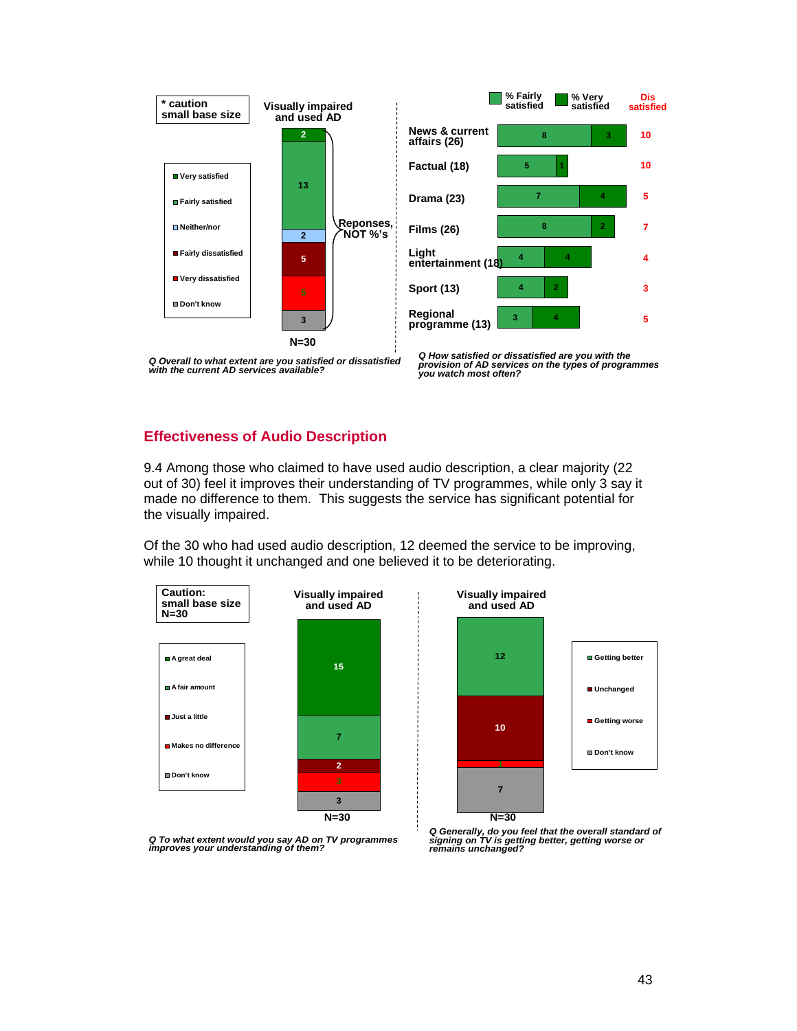\* caution small base size

**Visually impaired and used AD**

| Response | Count |
|---|---|
| Very satisfied | 2 |
| Fairly satisfied | 13 |
| Neither/nor | 2 |
| Fairly dissatisfied | 5 |
| Very dissatisfied | 5 |
| Don't know | 3 |

Reponses, NOT %'s

N=30

*Q Overall to what extent are you satisfied or dissatisfied with the current AD services available?*

| Programme type | % Fairly satisfied | % Very satisfied | Dis satisfied |
|---|---|---|---|
| News & current affairs (26) | 8 | 3 | 10 |
| Factual (18) | 5 | 1 | 10 |
| Drama (23) | 7 | 4 | 5 |
| Films (26) | 8 | 2 | 7 |
| Light entertainment (18) | 4 | 4 | 4 |
| Sport (13) | 4 | 2 | 3 |
| Regional programme (13) | 3 | 4 | 5 |

*Q How satisfied or dissatisfied are you with the provision of AD services on the types of programmes you watch most often?*

## Effectiveness of Audio Description

9.4 Among those who claimed to have used audio description, a clear majority (22 out of 30) feel it improves their understanding of TV programmes, while only 3 say it made no difference to them. This suggests the service has significant potential for the visually impaired.

Of the 30 who had used audio description, 12 deemed the service to be improving, while 10 thought it unchanged and one believed it to be deteriorating.

Caution: small base size N=30

**Visually impaired and used AD**

| Response | Count |
|---|---|
| A great deal | 15 |
| A fair amount | 7 |
| Just a little | 2 |
| Makes no difference | 3 |
| Don't know | 3 |

N=30

*Q To what extent would you say AD on TV programmes improves your understanding of them?*

**Visually impaired and used AD**

| Response | Count |
|---|---|
| Getting better | 12 |
| Unchanged | 10 |
| Getting worse | 1 |
| Don't know | 7 |

N=30

*Q Generally, do you feel that the overall standard of signing on TV is getting better, getting worse or remains unchanged?*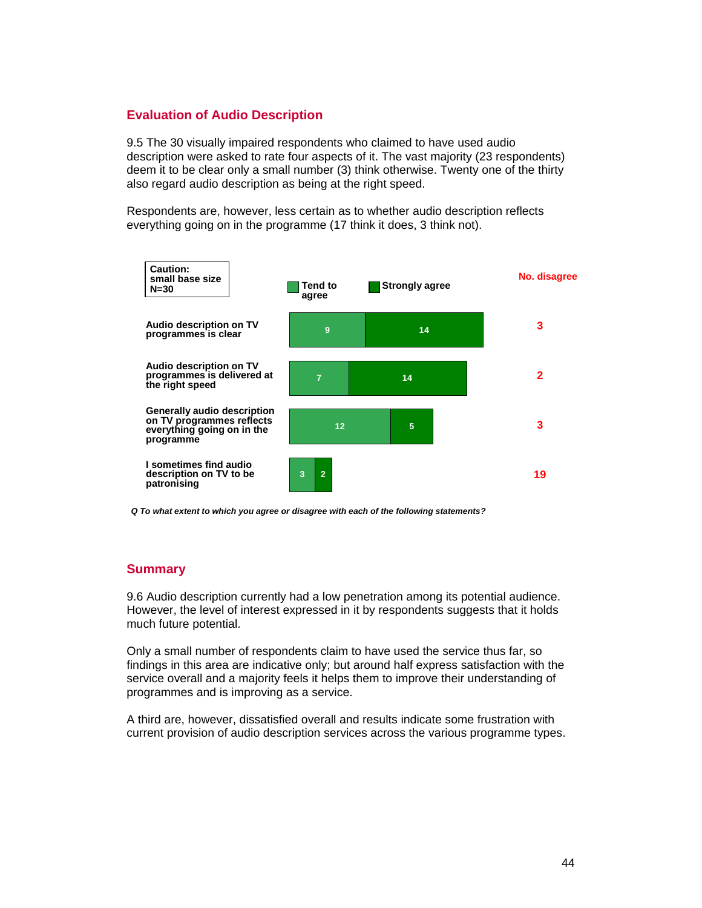## Evaluation of Audio Description

9.5 The 30 visually impaired respondents who claimed to have used audio description were asked to rate four aspects of it. The vast majority (23 respondents) deem it to be clear only a small number (3) think otherwise. Twenty one of the thirty also regard audio description as being at the right speed.

Respondents are, however, less certain as to whether audio description reflects everything going on in the programme (17 think it does, 3 think not).

Caution: small base size N=30

Tend to agree

Strongly agree

No. disagree

Audio description on TV programmes is clear
9
14
3

Audio description on TV programmes is delivered at the right speed
7
14
2

Generally audio description on TV programmes reflects everything going on in the programme
12
5
3

I sometimes find audio description on TV to be patronising
3
2
19

*Q To what extent to which you agree or disagree with each of the following statements?*

## Summary

9.6 Audio description currently had a low penetration among its potential audience. However, the level of interest expressed in it by respondents suggests that it holds much future potential.

Only a small number of respondents claim to have used the service thus far, so findings in this area are indicative only; but around half express satisfaction with the service overall and a majority feels it helps them to improve their understanding of programmes and is improving as a service.

A third are, however, dissatisfied overall and results indicate some frustration with current provision of audio description services across the various programme types.